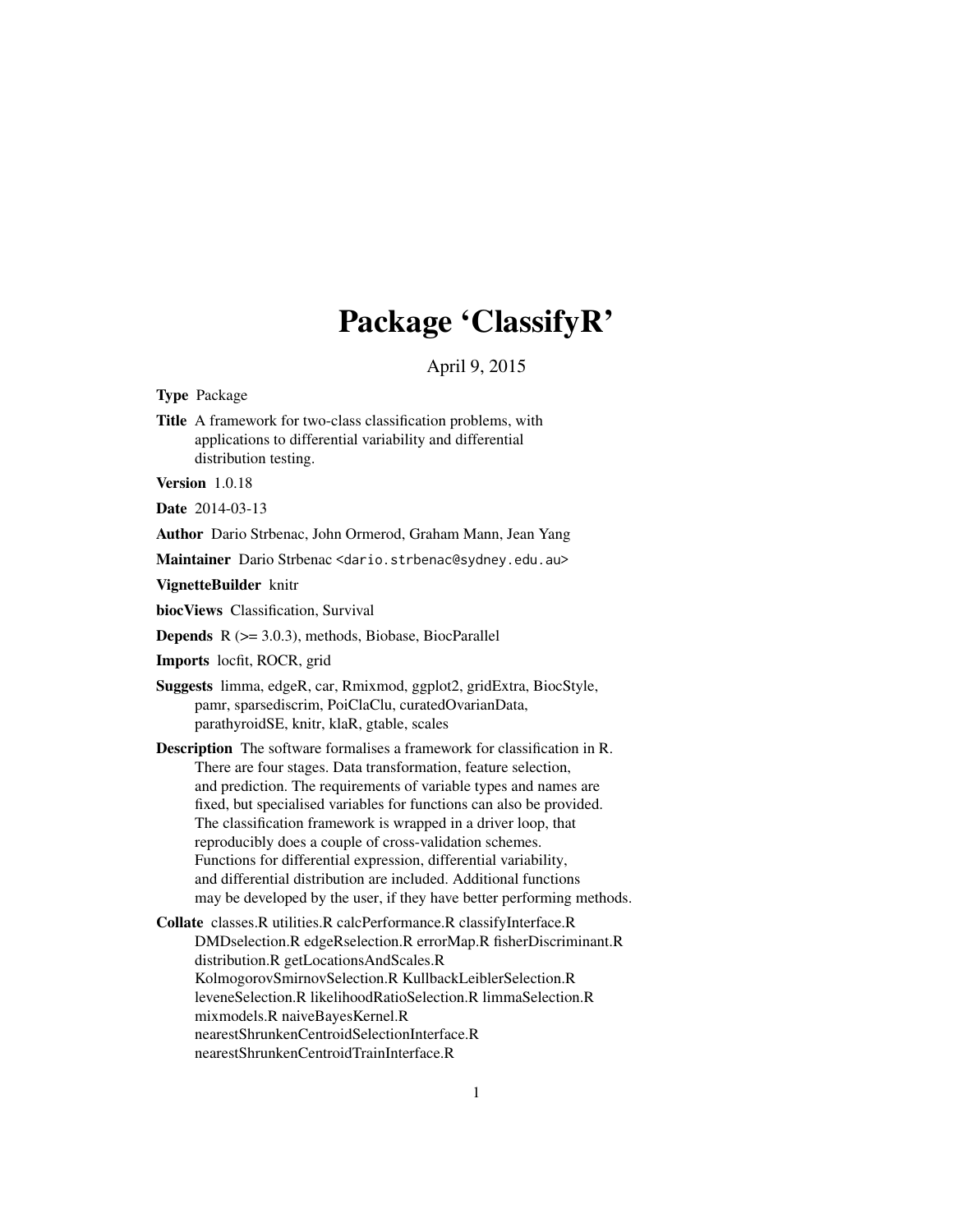# Package 'ClassifyR'

April 9, 2015

**Type** Package

**Title** A framework for two-class classification problems, with applications to differential variability and differential distribution testing.

**Version** 1.0.18

**Date** 2014-03-13

**Author** Dario Strbenac, John Ormerod, Graham Mann, Jean Yang

**Maintainer** Dario Strbenac <dario.strbenac@sydney.edu.au>

**VignetteBuilder** knitr

**biocViews** Classification, Survival

**Depends** R (>= 3.0.3), methods, Biobase, BiocParallel

**Imports** locfit, ROCR, grid

**Suggests** limma, edgeR, car, Rmixmod, ggplot2, gridExtra, BiocStyle, pamr, sparsediscrim, PoiClaClu, curatedOvarianData, parathyroidSE, knitr, klaR, gtable, scales

**Description** The software formalises a framework for classification in R. There are four stages. Data transformation, feature selection, and prediction. The requirements of variable types and names are fixed, but specialised variables for functions can also be provided. The classification framework is wrapped in a driver loop, that reproducibly does a couple of cross-validation schemes. Functions for differential expression, differential variability, and differential distribution are included. Additional functions may be developed by the user, if they have better performing methods.

**Collate** classes.R utilities.R calcPerformance.R classifyInterface.R DMDselection.R edgeRselection.R errorMap.R fisherDiscriminant.R distribution.R getLocationsAndScales.R KolmogorovSmirnovSelection.R KullbackLeiblerSelection.R leveneSelection.R likelihoodRatioSelection.R limmaSelection.R mixmodels.R naiveBayesKernel.R nearestShrunkenCentroidSelectionInterface.R nearestShrunkenCentroidTrainInterface.R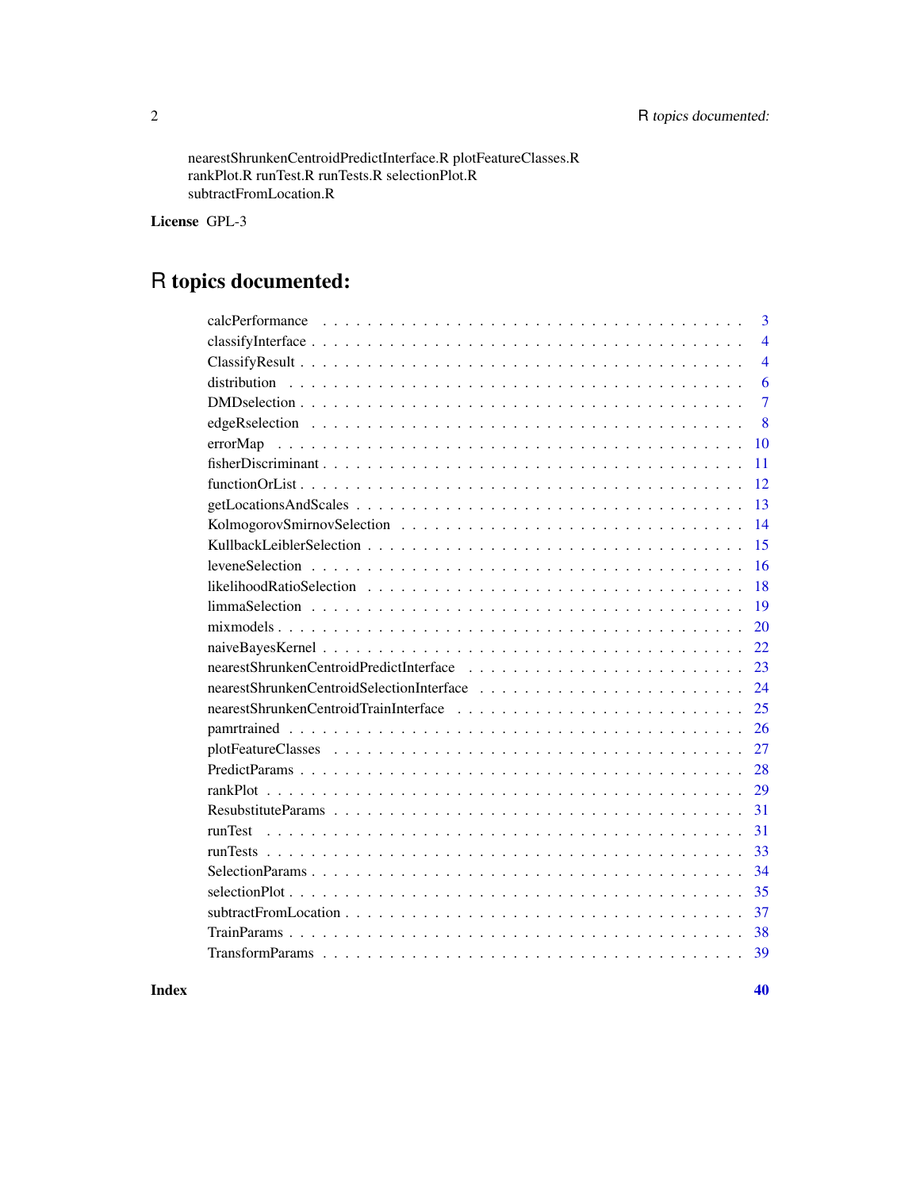nearestShrunkenCentroidPredictInterface.R plotFeatureClasses.R rankPlot.R runTest.R runTests.R selectionPlot.R subtractFromLocation.R

**License** GPL-3

# R topics documented:

| | |
|---|---|
| calcPerformance | 3 |
| classifyInterface | 4 |
| ClassifyResult | 4 |
| distribution | 6 |
| DMDselection | 7 |
| edgeRselection | 8 |
| errorMap | 10 |
| fisherDiscriminant | 11 |
| functionOrList | 12 |
| getLocationsAndScales | 13 |
| KolmogorovSmirnovSelection | 14 |
| KullbackLeiblerSelection | 15 |
| leveneSelection | 16 |
| likelihoodRatioSelection | 18 |
| limmaSelection | 19 |
| mixmodels | 20 |
| naiveBayesKernel | 22 |
| nearestShrunkenCentroidPredictInterface | 23 |
| nearestShrunkenCentroidSelectionInterface | 24 |
| nearestShrunkenCentroidTrainInterface | 25 |
| pamrtrained | 26 |
| plotFeatureClasses | 27 |
| PredictParams | 28 |
| rankPlot | 29 |
| ResubstituteParams | 31 |
| runTest | 31 |
| runTests | 33 |
| SelectionParams | 34 |
| selectionPlot | 35 |
| subtractFromLocation | 37 |
| TrainParams | 38 |
| TransformParams | 39 |

**Index** **40**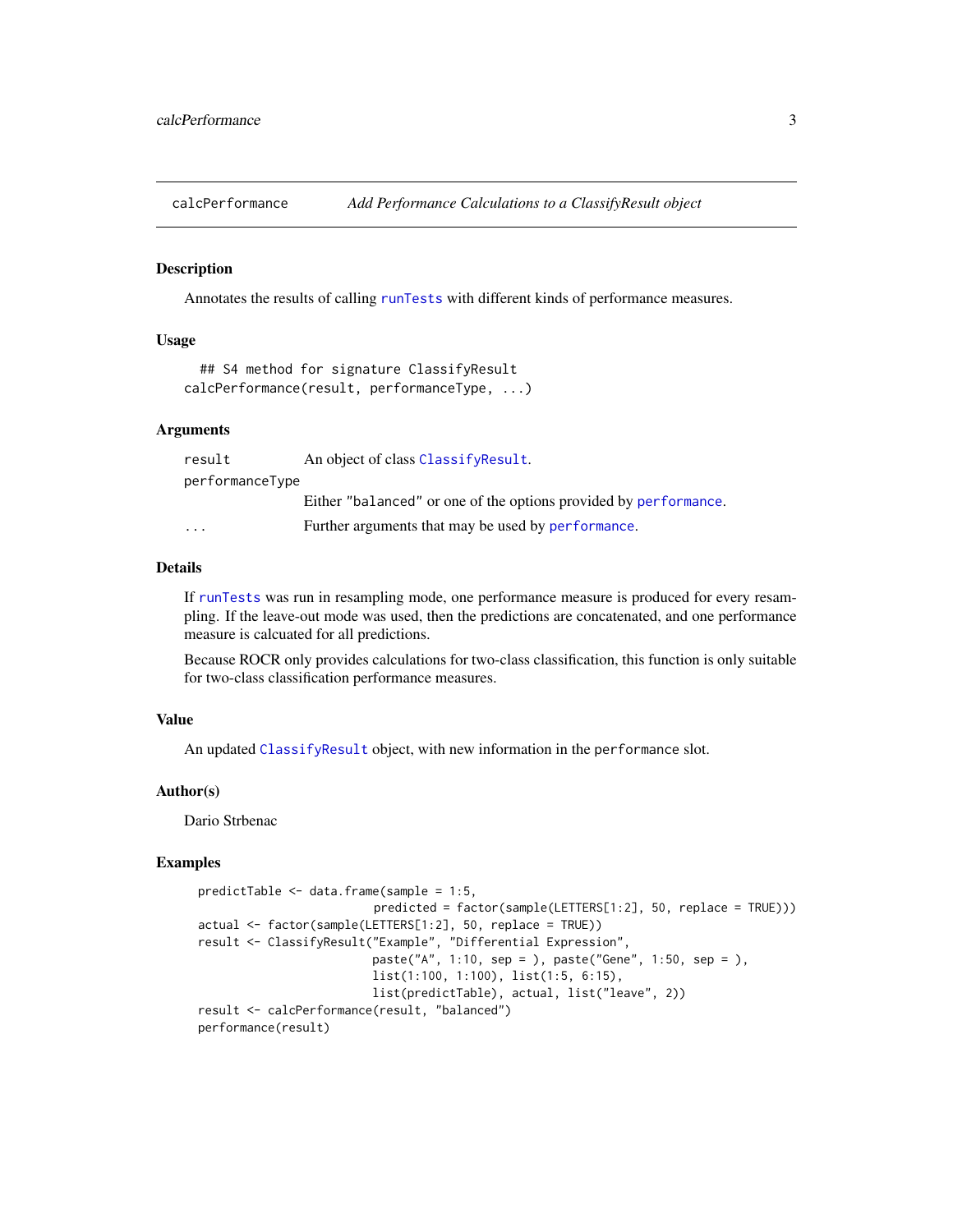# calcPerformance — *Add Performance Calculations to a ClassifyResult object*

## Description

Annotates the results of calling `runTests` with different kinds of performance measures.

## Usage

```
  ## S4 method for signature ClassifyResult
calcPerformance(result, performanceType, ...)
```

## Arguments

| | |
|---|---|
| `result` | An object of class `ClassifyResult`. |
| `performanceType` | Either `"balanced"` or one of the options provided by `performance`. |
| `...` | Further arguments that may be used by `performance`. |

## Details

If `runTests` was run in resampling mode, one performance measure is produced for every resampling. If the leave-out mode was used, then the predictions are concatenated, and one performance measure is calcuated for all predictions.

Because ROCR only provides calculations for two-class classification, this function is only suitable for two-class classification performance measures.

## Value

An updated `ClassifyResult` object, with new information in the `performance` slot.

## Author(s)

Dario Strbenac

## Examples

```
predictTable <- data.frame(sample = 1:5,
                           predicted = factor(sample(LETTERS[1:2], 50, replace = TRUE)))
actual <- factor(sample(LETTERS[1:2], 50, replace = TRUE))
result <- ClassifyResult("Example", "Differential Expression",
                         paste("A", 1:10, sep = ), paste("Gene", 1:50, sep = ),
                         list(1:100, 1:100), list(1:5, 6:15),
                         list(predictTable), actual, list("leave", 2))
result <- calcPerformance(result, "balanced")
performance(result)
```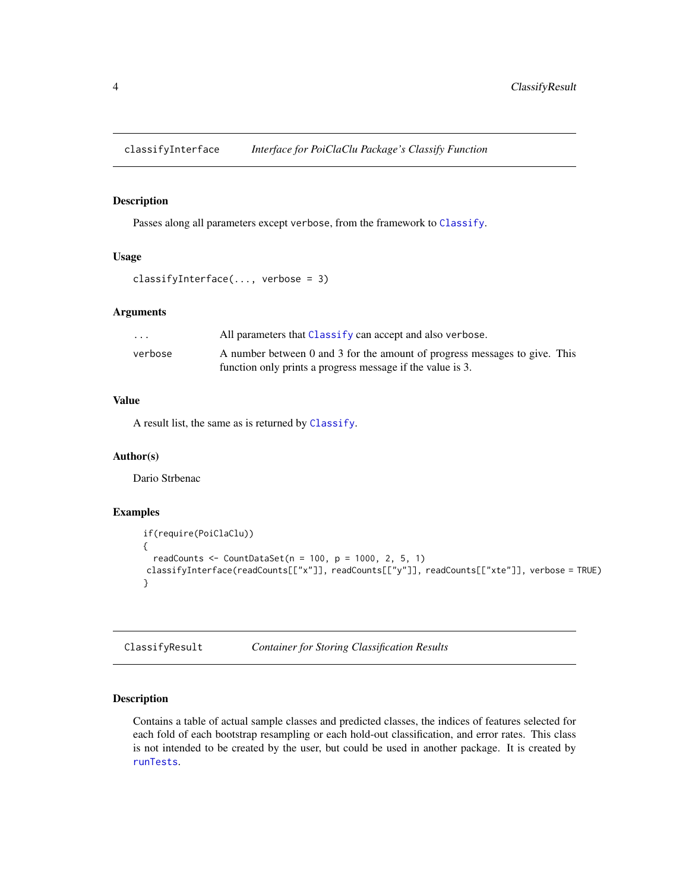## classifyInterface — *Interface for PoiClaClu Package's Classify Function*

### Description

Passes along all parameters except `verbose`, from the framework to `Classify`.

### Usage

```
classifyInterface(..., verbose = 3)
```

### Arguments

| | |
|---|---|
| `...` | All parameters that `Classify` can accept and also `verbose`. |
| `verbose` | A number between 0 and 3 for the amount of progress messages to give. This function only prints a progress message if the value is 3. |

### Value

A result list, the same as is returned by `Classify`.

### Author(s)

Dario Strbenac

### Examples

```
if(require(PoiClaClu))
{
  readCounts <- CountDataSet(n = 100, p = 1000, 2, 5, 1)
 classifyInterface(readCounts[["x"]], readCounts[["y"]], readCounts[["xte"]], verbose = TRUE)
}
```

## ClassifyResult — *Container for Storing Classification Results*

### Description

Contains a table of actual sample classes and predicted classes, the indices of features selected for each fold of each bootstrap resampling or each hold-out classification, and error rates. This class is not intended to be created by the user, but could be used in another package. It is created by `runTests`.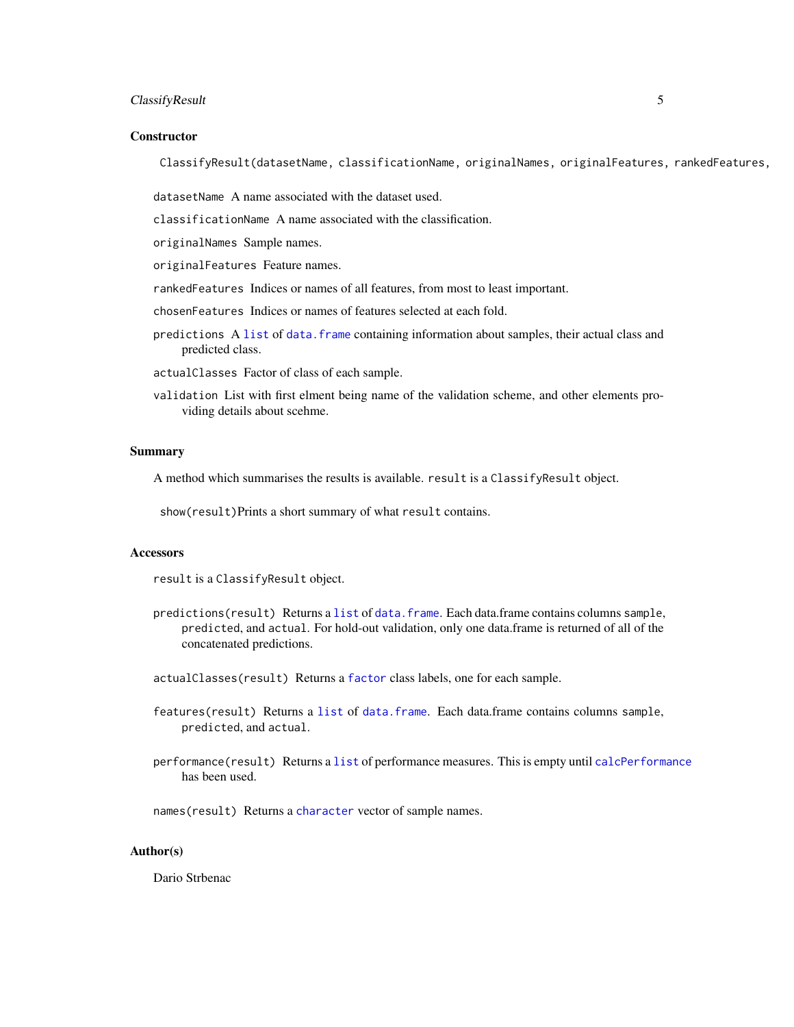### Constructor

```
ClassifyResult(datasetName, classificationName, originalNames, originalFeatures, rankedFeatures,
```

`datasetName` A name associated with the dataset used.

`classificationName` A name associated with the classification.

`originalNames` Sample names.

`originalFeatures` Feature names.

`rankedFeatures` Indices or names of all features, from most to least important.

`chosenFeatures` Indices or names of features selected at each fold.

`predictions` A `list` of `data.frame` containing information about samples, their actual class and predicted class.

`actualClasses` Factor of class of each sample.

`validation` List with first elment being name of the validation scheme, and other elements providing details about scehme.

### Summary

A method which summarises the results is available. `result` is a `ClassifyResult` object.

`show(result)`Prints a short summary of what `result` contains.

### Accessors

`result` is a `ClassifyResult` object.

`predictions(result)` Returns a `list` of `data.frame`. Each data.frame contains columns `sample`, `predicted`, and `actual`. For hold-out validation, only one data.frame is returned of all of the concatenated predictions.

`actualClasses(result)` Returns a `factor` class labels, one for each sample.

`features(result)` Returns a `list` of `data.frame`. Each data.frame contains columns `sample`, `predicted`, and `actual`.

`performance(result)` Returns a `list` of performance measures. This is empty until `calcPerformance` has been used.

`names(result)` Returns a `character` vector of sample names.

### Author(s)

Dario Strbenac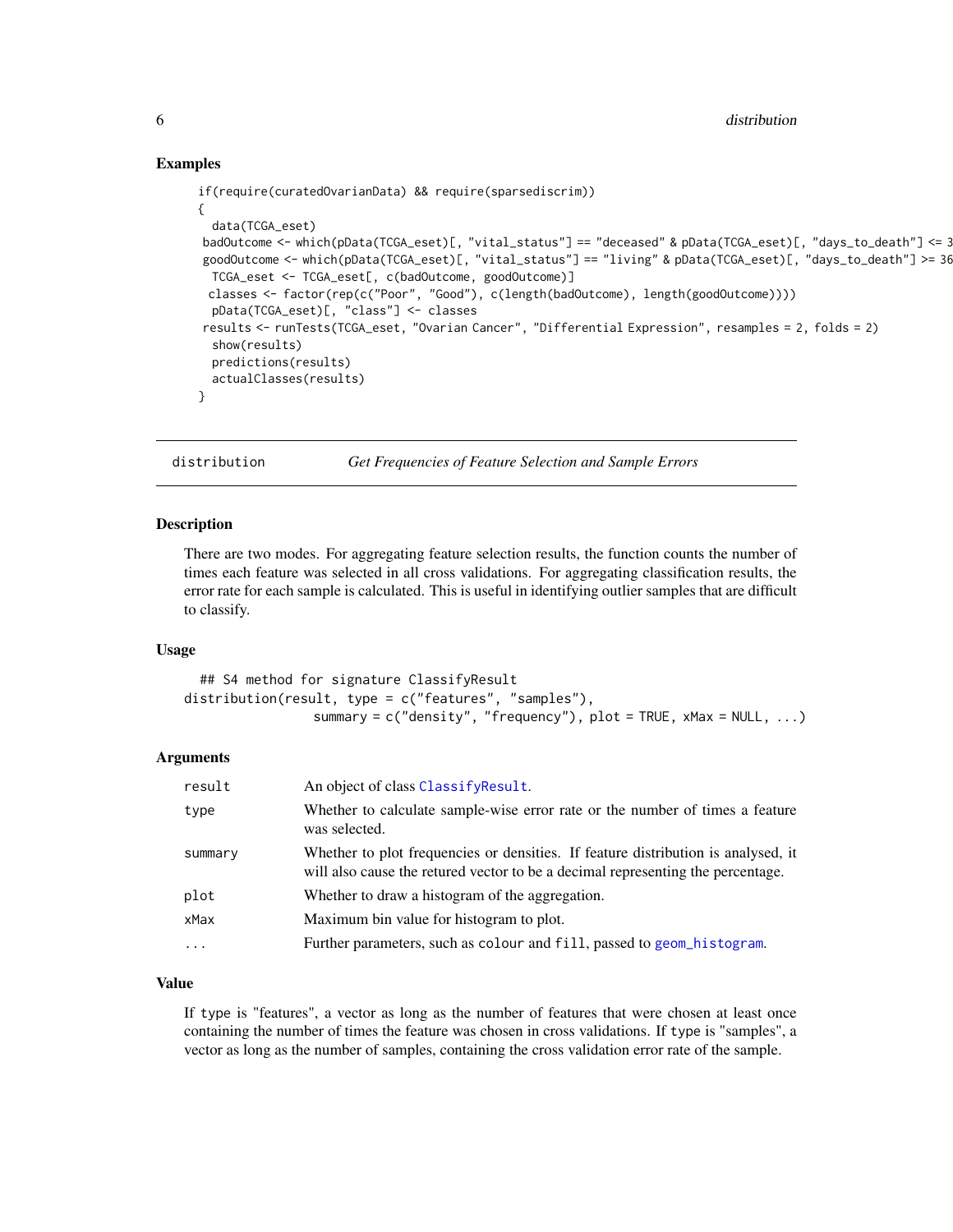## Examples

```
if(require(curatedOvarianData) && require(sparsediscrim))
{
  data(TCGA_eset)
 badOutcome <- which(pData(TCGA_eset)[, "vital_status"] == "deceased" & pData(TCGA_eset)[, "days_to_death"] <= 3
 goodOutcome <- which(pData(TCGA_eset)[, "vital_status"] == "living" & pData(TCGA_eset)[, "days_to_death"] >= 36
  TCGA_eset <- TCGA_eset[, c(badOutcome, goodOutcome)]
 classes <- factor(rep(c("Poor", "Good"), c(length(badOutcome), length(goodOutcome))))
  pData(TCGA_eset)[, "class"] <- classes
 results <- runTests(TCGA_eset, "Ovarian Cancer", "Differential Expression", resamples = 2, folds = 2)
  show(results)
  predictions(results)
  actualClasses(results)
}
```

---

`distribution` *Get Frequencies of Feature Selection and Sample Errors*

---

## Description

There are two modes. For aggregating feature selection results, the function counts the number of times each feature was selected in all cross validations. For aggregating classification results, the error rate for each sample is calculated. This is useful in identifying outlier samples that are difficult to classify.

## Usage

```
  ## S4 method for signature ClassifyResult
distribution(result, type = c("features", "samples"),
                 summary = c("density", "frequency"), plot = TRUE, xMax = NULL, ...)
```

## Arguments

| | |
|---|---|
| `result` | An object of class `ClassifyResult`. |
| `type` | Whether to calculate sample-wise error rate or the number of times a feature was selected. |
| `summary` | Whether to plot frequencies or densities. If feature distribution is analysed, it will also cause the retured vector to be a decimal representing the percentage. |
| `plot` | Whether to draw a histogram of the aggregation. |
| `xMax` | Maximum bin value for histogram to plot. |
| `...` | Further parameters, such as `colour` and `fill`, passed to `geom_histogram`. |

## Value

If `type` is "features", a vector as long as the number of features that were chosen at least once containing the number of times the feature was chosen in cross validations. If `type` is "samples", a vector as long as the number of samples, containing the cross validation error rate of the sample.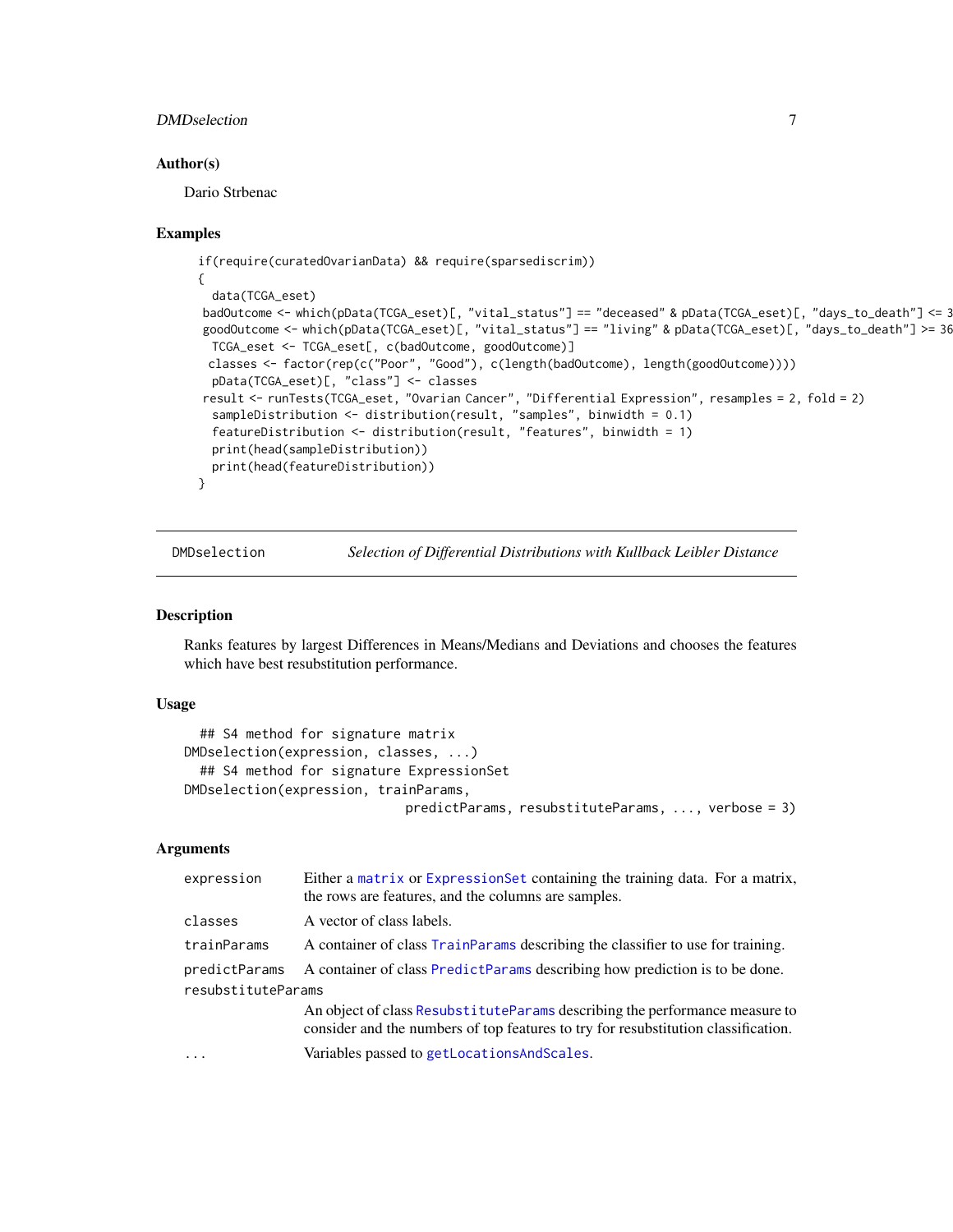## Author(s)

Dario Strbenac

## Examples

```
if(require(curatedOvarianData) && require(sparsediscrim))
{
  data(TCGA_eset)
 badOutcome <- which(pData(TCGA_eset)[, "vital_status"] == "deceased" & pData(TCGA_eset)[, "days_to_death"] <= 3
 goodOutcome <- which(pData(TCGA_eset)[, "vital_status"] == "living" & pData(TCGA_eset)[, "days_to_death"] >= 36
  TCGA_eset <- TCGA_eset[, c(badOutcome, goodOutcome)]
 classes <- factor(rep(c("Poor", "Good"), c(length(badOutcome), length(goodOutcome))))
  pData(TCGA_eset)[, "class"] <- classes
 result <- runTests(TCGA_eset, "Ovarian Cancer", "Differential Expression", resamples = 2, fold = 2)
  sampleDistribution <- distribution(result, "samples", binwidth = 0.1)
  featureDistribution <- distribution(result, "features", binwidth = 1)
  print(head(sampleDistribution))
  print(head(featureDistribution))
}
```

---

# DMDselection — *Selection of Differential Distributions with Kullback Leibler Distance*

---

## Description

Ranks features by largest Differences in Means/Medians and Deviations and chooses the features which have best resubstitution performance.

## Usage

```
  ## S4 method for signature matrix
DMDselection(expression, classes, ...)
  ## S4 method for signature ExpressionSet
DMDselection(expression, trainParams,
                              predictParams, resubstituteParams, ..., verbose = 3)
```

## Arguments

| | |
|---|---|
| `expression` | Either a `matrix` or `ExpressionSet` containing the training data. For a matrix, the rows are features, and the columns are samples. |
| `classes` | A vector of class labels. |
| `trainParams` | A container of class `TrainParams` describing the classifier to use for training. |
| `predictParams` | A container of class `PredictParams` describing how prediction is to be done. |
| `resubstituteParams` | An object of class `ResubstituteParams` describing the performance measure to consider and the numbers of top features to try for resubstitution classification. |
| `...` | Variables passed to `getLocationsAndScales`. |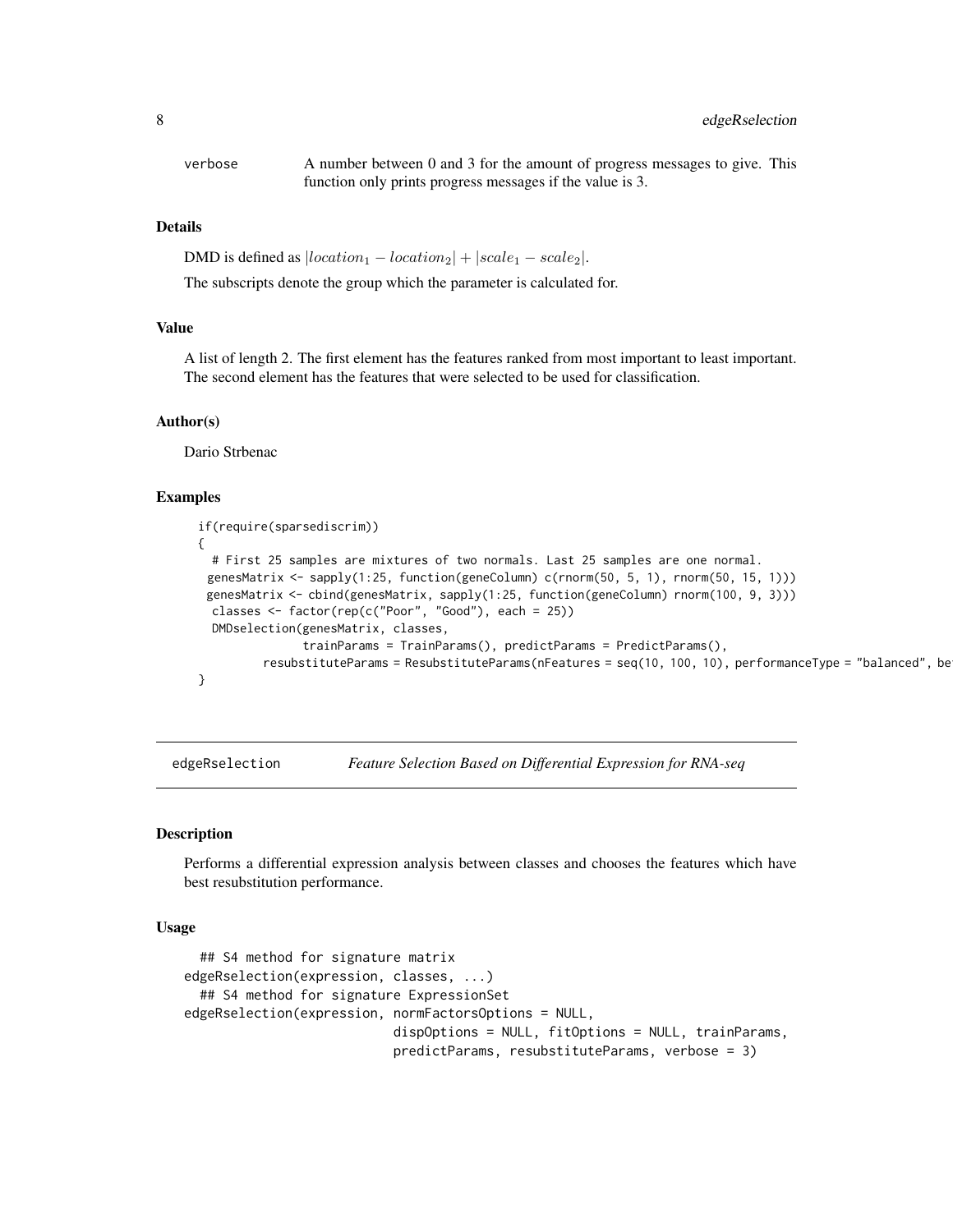verbose	A number between 0 and 3 for the amount of progress messages to give. This function only prints progress messages if the value is 3.

### Details

DMD is defined as $|location_1 - location_2| + |scale_1 - scale_2|$.

The subscripts denote the group which the parameter is calculated for.

### Value

A list of length 2. The first element has the features ranked from most important to least important. The second element has the features that were selected to be used for classification.

### Author(s)

Dario Strbenac

### Examples

```
if(require(sparsediscrim))
{
  # First 25 samples are mixtures of two normals. Last 25 samples are one normal.
 genesMatrix <- sapply(1:25, function(geneColumn) c(rnorm(50, 5, 1), rnorm(50, 15, 1)))
 genesMatrix <- cbind(genesMatrix, sapply(1:25, function(geneColumn) rnorm(100, 9, 3)))
  classes <- factor(rep(c("Poor", "Good"), each = 25))
  DMDselection(genesMatrix, classes,
               trainParams = TrainParams(), predictParams = PredictParams(),
        resubstituteParams = ResubstituteParams(nFeatures = seq(10, 100, 10), performanceType = "balanced", be
}
```

## edgeRselection	*Feature Selection Based on Differential Expression for RNA-seq*

### Description

Performs a differential expression analysis between classes and chooses the features which have best resubstitution performance.

### Usage

```
  ## S4 method for signature matrix
edgeRselection(expression, classes, ...)
  ## S4 method for signature ExpressionSet
edgeRselection(expression, normFactorsOptions = NULL,
                           dispOptions = NULL, fitOptions = NULL, trainParams,
                           predictParams, resubstituteParams, verbose = 3)
```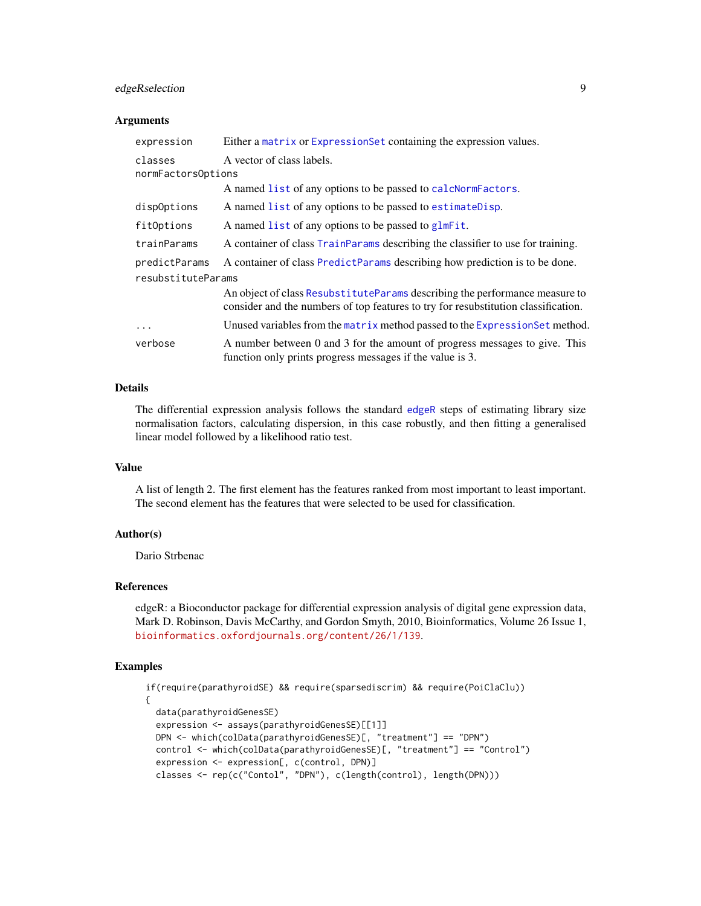### Arguments

| | |
|---|---|
| `expression` | Either a `matrix` or `ExpressionSet` containing the expression values. |
| `classes` | A vector of class labels. |
| `normFactorsOptions` | A named `list` of any options to be passed to `calcNormFactors`. |
| `dispOptions` | A named `list` of any options to be passed to `estimateDisp`. |
| `fitOptions` | A named `list` of any options to be passed to `glmFit`. |
| `trainParams` | A container of class `TrainParams` describing the classifier to use for training. |
| `predictParams` | A container of class `PredictParams` describing how prediction is to be done. |
| `resubstituteParams` | An object of class `ResubstituteParams` describing the performance measure to consider and the numbers of top features to try for resubstitution classification. |
| `...` | Unused variables from the `matrix` method passed to the `ExpressionSet` method. |
| `verbose` | A number between 0 and 3 for the amount of progress messages to give. This function only prints progress messages if the value is 3. |

### Details

The differential expression analysis follows the standard `edgeR` steps of estimating library size normalisation factors, calculating dispersion, in this case robustly, and then fitting a generalised linear model followed by a likelihood ratio test.

### Value

A list of length 2. The first element has the features ranked from most important to least important. The second element has the features that were selected to be used for classification.

### Author(s)

Dario Strbenac

### References

edgeR: a Bioconductor package for differential expression analysis of digital gene expression data, Mark D. Robinson, Davis McCarthy, and Gordon Smyth, 2010, Bioinformatics, Volume 26 Issue 1, bioinformatics.oxfordjournals.org/content/26/1/139.

### Examples

```
if(require(parathyroidSE) && require(sparsediscrim) && require(PoiClaClu))
{
  data(parathyroidGenesSE)
  expression <- assays(parathyroidGenesSE)[[1]]
  DPN <- which(colData(parathyroidGenesSE)[, "treatment"] == "DPN")
  control <- which(colData(parathyroidGenesSE)[, "treatment"] == "Control")
  expression <- expression[, c(control, DPN)]
  classes <- rep(c("Contol", "DPN"), c(length(control), length(DPN)))
```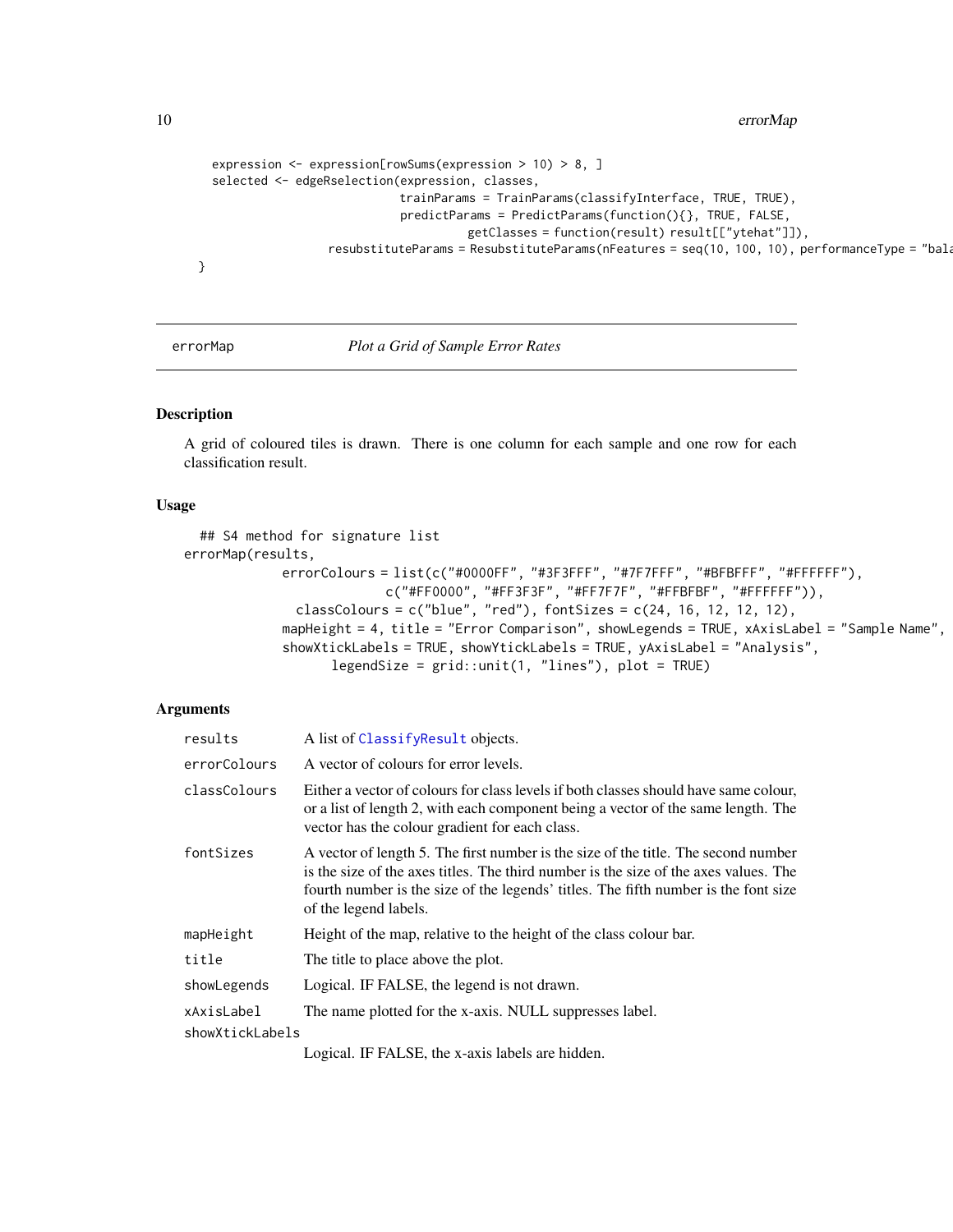```
    expression <- expression[rowSums(expression > 10) > 8, ]
    selected <- edgeRselection(expression, classes,
                               trainParams = TrainParams(classifyInterface, TRUE, TRUE),
                               predictParams = PredictParams(function(){}, TRUE, FALSE,
                                         getClasses = function(result) result[["ytehat"]]),
                    resubstituteParams = ResubstituteParams(nFeatures = seq(10, 100, 10), performanceType = "bala
  }
```

---

errorMap — *Plot a Grid of Sample Error Rates*

---

## Description

A grid of coloured tiles is drawn. There is one column for each sample and one row for each classification result.

## Usage

```
  ## S4 method for signature list
errorMap(results,
             errorColours = list(c("#0000FF", "#3F3FFF", "#7F7FFF", "#BFBFFF", "#FFFFFF"),
                          c("#FF0000", "#FF3F3F", "#FF7F7F", "#FFBFBF", "#FFFFFF")),
               classColours = c("blue", "red"), fontSizes = c(24, 16, 12, 12, 12),
             mapHeight = 4, title = "Error Comparison", showLegends = TRUE, xAxisLabel = "Sample Name",
             showXtickLabels = TRUE, showYtickLabels = TRUE, yAxisLabel = "Analysis",
                   legendSize = grid::unit(1, "lines"), plot = TRUE)
```

## Arguments

| | |
|---|---|
| `results` | A list of `ClassifyResult` objects. |
| `errorColours` | A vector of colours for error levels. |
| `classColours` | Either a vector of colours for class levels if both classes should have same colour, or a list of length 2, with each component being a vector of the same length. The vector has the colour gradient for each class. |
| `fontSizes` | A vector of length 5. The first number is the size of the title. The second number is the size of the axes titles. The third number is the size of the axes values. The fourth number is the size of the legends' titles. The fifth number is the font size of the legend labels. |
| `mapHeight` | Height of the map, relative to the height of the class colour bar. |
| `title` | The title to place above the plot. |
| `showLegends` | Logical. IF FALSE, the legend is not drawn. |
| `xAxisLabel` | The name plotted for the x-axis. NULL suppresses label. |
| `showXtickLabels` | Logical. IF FALSE, the x-axis labels are hidden. |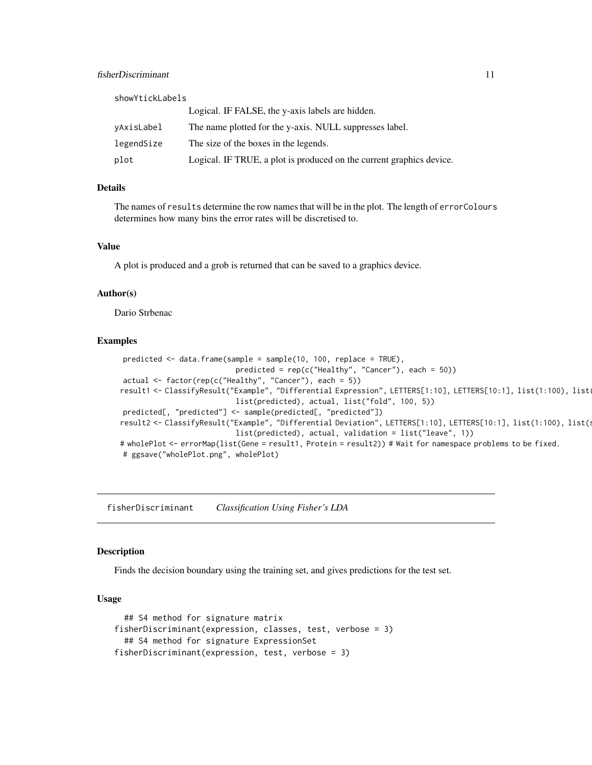| | |
|---|---|
| showYtickLabels | Logical. IF FALSE, the y-axis labels are hidden. |
| yAxisLabel | The name plotted for the y-axis. NULL suppresses label. |
| legendSize | The size of the boxes in the legends. |
| plot | Logical. IF TRUE, a plot is produced on the current graphics device. |

### Details

The names of `results` determine the row names that will be in the plot. The length of `errorColours` determines how many bins the error rates will be discretised to.

### Value

A plot is produced and a grob is returned that can be saved to a graphics device.

### Author(s)

Dario Strbenac

### Examples

```
  predicted <- data.frame(sample = sample(10, 100, replace = TRUE),
                          predicted = rep(c("Healthy", "Cancer"), each = 50))
  actual <- factor(rep(c("Healthy", "Cancer"), each = 5))
 result1 <- ClassifyResult("Example", "Differential Expression", LETTERS[1:10], LETTERS[10:1], list(1:100), list(
                          list(predicted), actual, list("fold", 100, 5))
  predicted[, "predicted"] <- sample(predicted[, "predicted"])
 result2 <- ClassifyResult("Example", "Differential Deviation", LETTERS[1:10], LETTERS[10:1], list(1:100), list(s
                          list(predicted), actual, validation = list("leave", 1))
 # wholePlot <- errorMap(list(Gene = result1, Protein = result2)) # Wait for namespace problems to be fixed.
  # ggsave("wholePlot.png", wholePlot)
```

---

## fisherDiscriminant    *Classification Using Fisher's LDA*

---

### Description

Finds the decision boundary using the training set, and gives predictions for the test set.

### Usage

```
  ## S4 method for signature matrix
fisherDiscriminant(expression, classes, test, verbose = 3)
  ## S4 method for signature ExpressionSet
fisherDiscriminant(expression, test, verbose = 3)
```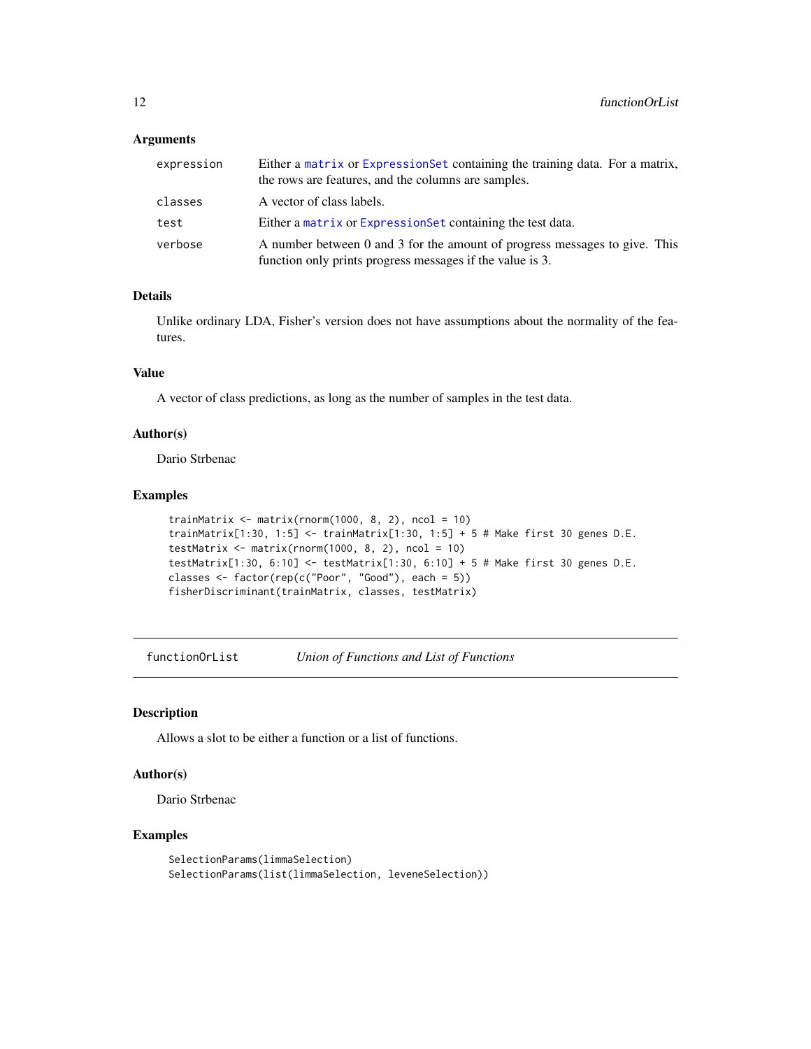### Arguments

| | |
|---|---|
| expression | Either a `matrix` or `ExpressionSet` containing the training data. For a matrix, the rows are features, and the columns are samples. |
| classes | A vector of class labels. |
| test | Either a `matrix` or `ExpressionSet` containing the test data. |
| verbose | A number between 0 and 3 for the amount of progress messages to give. This function only prints progress messages if the value is 3. |

### Details

Unlike ordinary LDA, Fisher's version does not have assumptions about the normality of the features.

### Value

A vector of class predictions, as long as the number of samples in the test data.

### Author(s)

Dario Strbenac

### Examples

```
trainMatrix <- matrix(rnorm(1000, 8, 2), ncol = 10)
trainMatrix[1:30, 1:5] <- trainMatrix[1:30, 1:5] + 5 # Make first 30 genes D.E.
testMatrix <- matrix(rnorm(1000, 8, 2), ncol = 10)
testMatrix[1:30, 6:10] <- testMatrix[1:30, 6:10] + 5 # Make first 30 genes D.E.
classes <- factor(rep(c("Poor", "Good"), each = 5))
fisherDiscriminant(trainMatrix, classes, testMatrix)
```

---

## functionOrList — *Union of Functions and List of Functions*

---

### Description

Allows a slot to be either a function or a list of functions.

### Author(s)

Dario Strbenac

### Examples

```
SelectionParams(limmaSelection)
SelectionParams(list(limmaSelection, leveneSelection))
```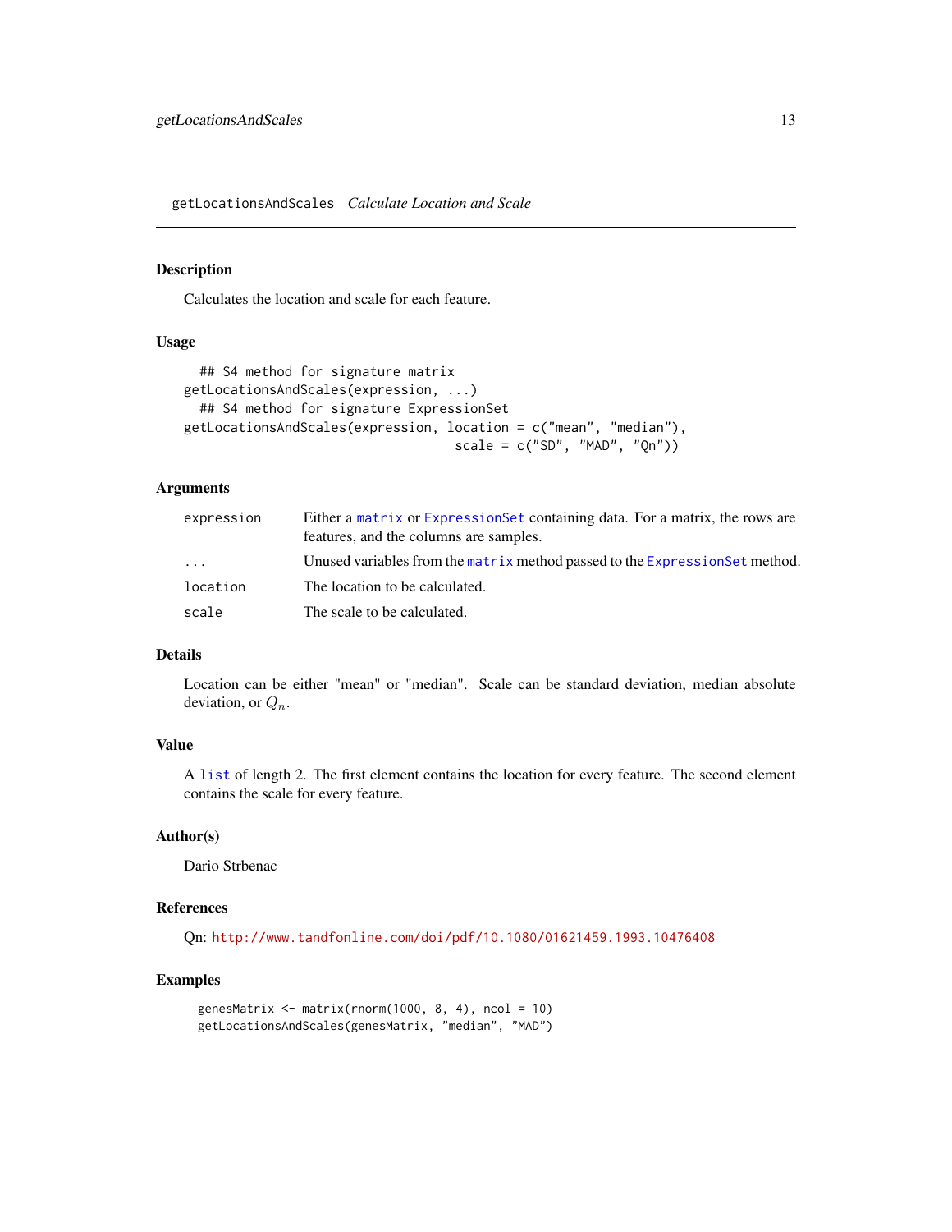## getLocationsAndScales *Calculate Location and Scale*

### Description

Calculates the location and scale for each feature.

### Usage

```
  ## S4 method for signature matrix
getLocationsAndScales(expression, ...)
  ## S4 method for signature ExpressionSet
getLocationsAndScales(expression, location = c("mean", "median"),
                                  scale = c("SD", "MAD", "Qn"))
```

### Arguments

| | |
|---|---|
| expression | Either a matrix or ExpressionSet containing data. For a matrix, the rows are features, and the columns are samples. |
| ... | Unused variables from the matrix method passed to the ExpressionSet method. |
| location | The location to be calculated. |
| scale | The scale to be calculated. |

### Details

Location can be either "mean" or "median". Scale can be standard deviation, median absolute deviation, or $Q_n$.

### Value

A list of length 2. The first element contains the location for every feature. The second element contains the scale for every feature.

### Author(s)

Dario Strbenac

### References

Qn: http://www.tandfonline.com/doi/pdf/10.1080/01621459.1993.10476408

### Examples

```
genesMatrix <- matrix(rnorm(1000, 8, 4), ncol = 10)
getLocationsAndScales(genesMatrix, "median", "MAD")
```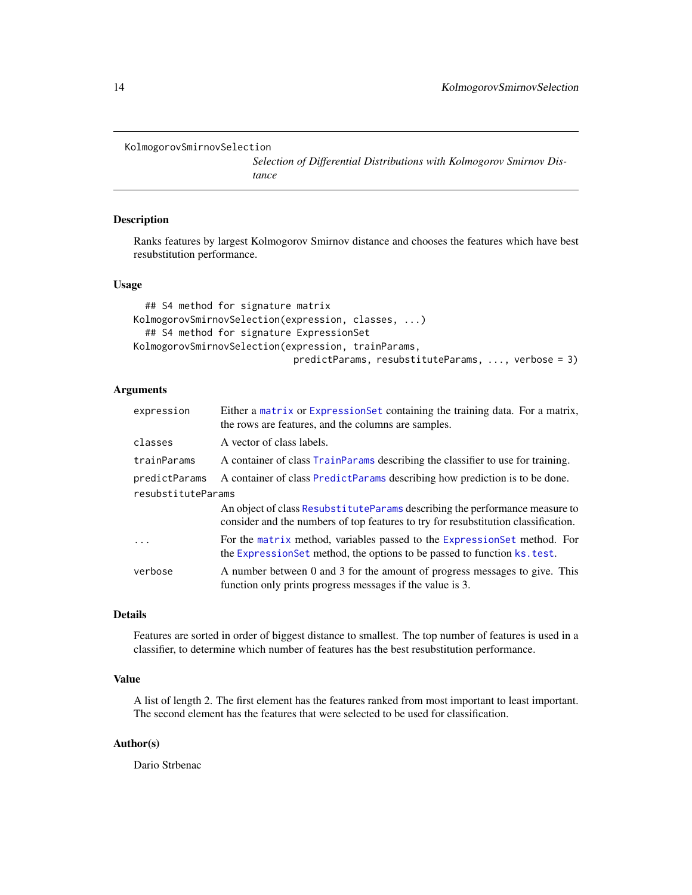KolmogorovSmirnovSelection

*Selection of Differential Distributions with Kolmogorov Smirnov Distance*

## Description

Ranks features by largest Kolmogorov Smirnov distance and chooses the features which have best resubstitution performance.

## Usage

```
  ## S4 method for signature matrix
KolmogorovSmirnovSelection(expression, classes, ...)
  ## S4 method for signature ExpressionSet
KolmogorovSmirnovSelection(expression, trainParams,
                             predictParams, resubstituteParams, ..., verbose = 3)
```

## Arguments

| | |
|---|---|
| `expression` | Either a `matrix` or `ExpressionSet` containing the training data. For a matrix, the rows are features, and the columns are samples. |
| `classes` | A vector of class labels. |
| `trainParams` | A container of class `TrainParams` describing the classifier to use for training. |
| `predictParams` | A container of class `PredictParams` describing how prediction is to be done. |
| `resubstituteParams` | An object of class `ResubstituteParams` describing the performance measure to consider and the numbers of top features to try for resubstitution classification. |
| `...` | For the `matrix` method, variables passed to the `ExpressionSet` method. For the `ExpressionSet` method, the options to be passed to function `ks.test`. |
| `verbose` | A number between 0 and 3 for the amount of progress messages to give. This function only prints progress messages if the value is 3. |

## Details

Features are sorted in order of biggest distance to smallest. The top number of features is used in a classifier, to determine which number of features has the best resubstitution performance.

## Value

A list of length 2. The first element has the features ranked from most important to least important. The second element has the features that were selected to be used for classification.

## Author(s)

Dario Strbenac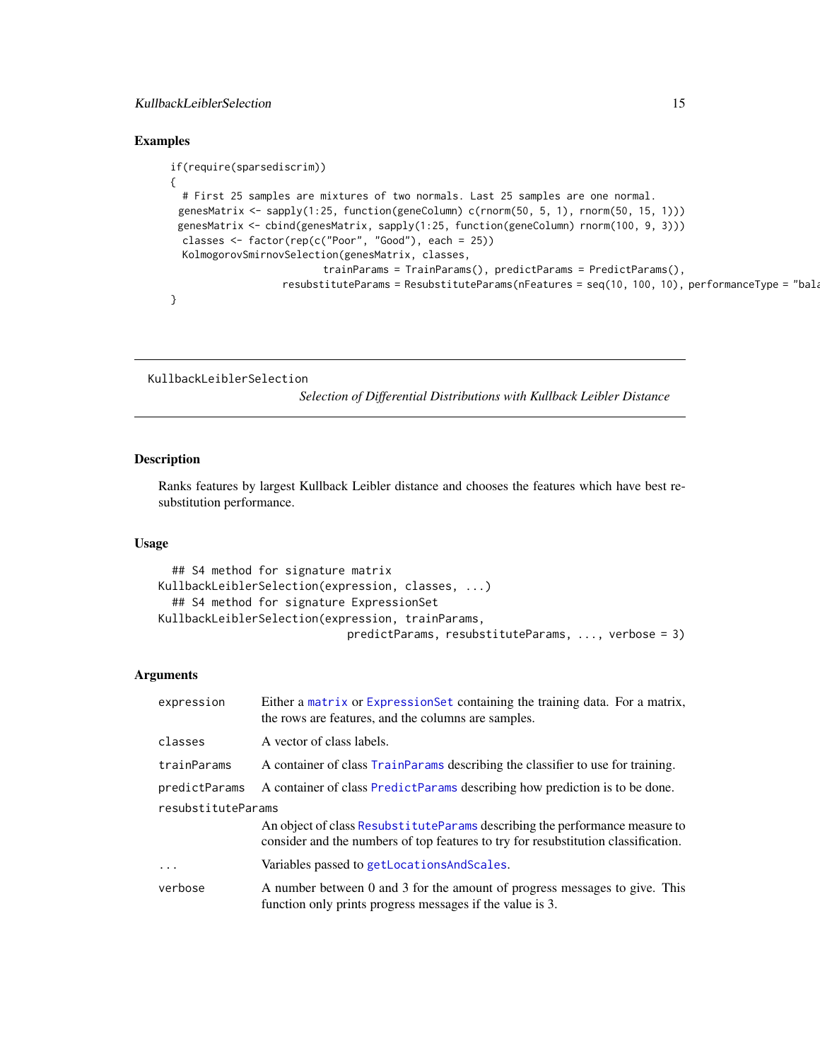## Examples

```
if(require(sparsediscrim))
{
  # First 25 samples are mixtures of two normals. Last 25 samples are one normal.
 genesMatrix <- sapply(1:25, function(geneColumn) c(rnorm(50, 5, 1), rnorm(50, 15, 1)))
 genesMatrix <- cbind(genesMatrix, sapply(1:25, function(geneColumn) rnorm(100, 9, 3)))
  classes <- factor(rep(c("Poor", "Good"), each = 25))
  KolmogorovSmirnovSelection(genesMatrix, classes,
                             trainParams = TrainParams(), predictParams = PredictParams(),
                    resubstituteParams = ResubstituteParams(nFeatures = seq(10, 100, 10), performanceType = "bala
}
```

---

KullbackLeiblerSelection

*Selection of Differential Distributions with Kullback Leibler Distance*

---

## Description

Ranks features by largest Kullback Leibler distance and chooses the features which have best resubstitution performance.

## Usage

```
## S4 method for signature matrix
KullbackLeiblerSelection(expression, classes, ...)
## S4 method for signature ExpressionSet
KullbackLeiblerSelection(expression, trainParams,
                         predictParams, resubstituteParams, ..., verbose = 3)
```

## Arguments

| | |
|---|---|
| expression | Either a matrix or ExpressionSet containing the training data. For a matrix, the rows are features, and the columns are samples. |
| classes | A vector of class labels. |
| trainParams | A container of class TrainParams describing the classifier to use for training. |
| predictParams | A container of class PredictParams describing how prediction is to be done. |
| resubstituteParams | An object of class ResubstituteParams describing the performance measure to consider and the numbers of top features to try for resubstitution classification. |
| ... | Variables passed to getLocationsAndScales. |
| verbose | A number between 0 and 3 for the amount of progress messages to give. This function only prints progress messages if the value is 3. |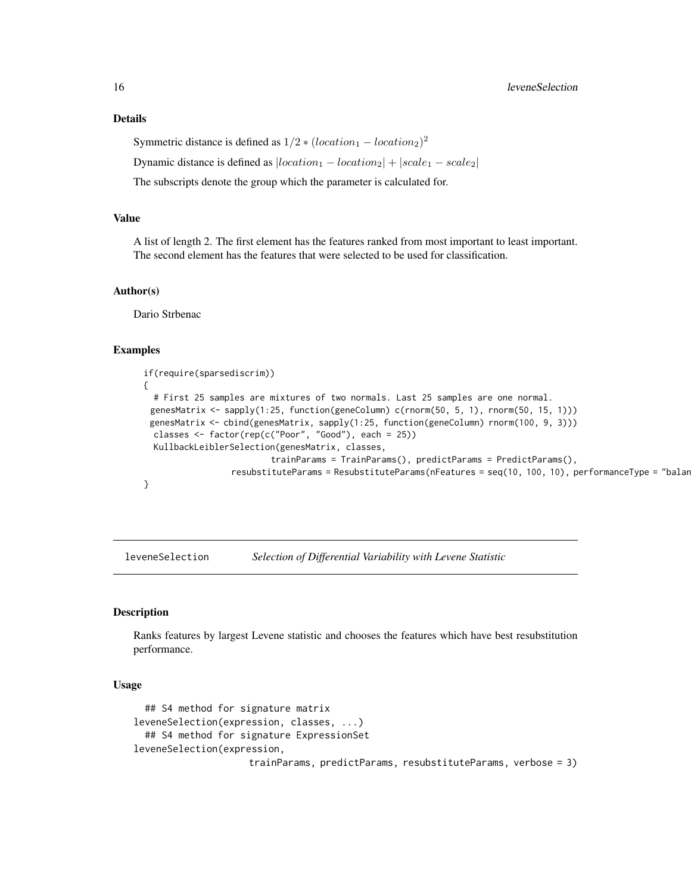## Details

Symmetric distance is defined as $1/2 * (location_1 - location_2)^2$

Dynamic distance is defined as $|location_1 - location_2| + |scale_1 - scale_2|$

The subscripts denote the group which the parameter is calculated for.

## Value

A list of length 2. The first element has the features ranked from most important to least important. The second element has the features that were selected to be used for classification.

## Author(s)

Dario Strbenac

## Examples

```
if(require(sparsediscrim))
{
  # First 25 samples are mixtures of two normals. Last 25 samples are one normal.
 genesMatrix <- sapply(1:25, function(geneColumn) c(rnorm(50, 5, 1), rnorm(50, 15, 1)))
 genesMatrix <- cbind(genesMatrix, sapply(1:25, function(geneColumn) rnorm(100, 9, 3)))
  classes <- factor(rep(c("Poor", "Good"), each = 25))
  KullbackLeiblerSelection(genesMatrix, classes,
                           trainParams = TrainParams(), predictParams = PredictParams(),
                  resubstituteParams = ResubstituteParams(nFeatures = seq(10, 100, 10), performanceType = "balan
}
```

---

# leveneSelection — *Selection of Differential Variability with Levene Statistic*

## Description

Ranks features by largest Levene statistic and chooses the features which have best resubstitution performance.

## Usage

```
  ## S4 method for signature matrix
leveneSelection(expression, classes, ...)
  ## S4 method for signature ExpressionSet
leveneSelection(expression,
                    trainParams, predictParams, resubstituteParams, verbose = 3)
```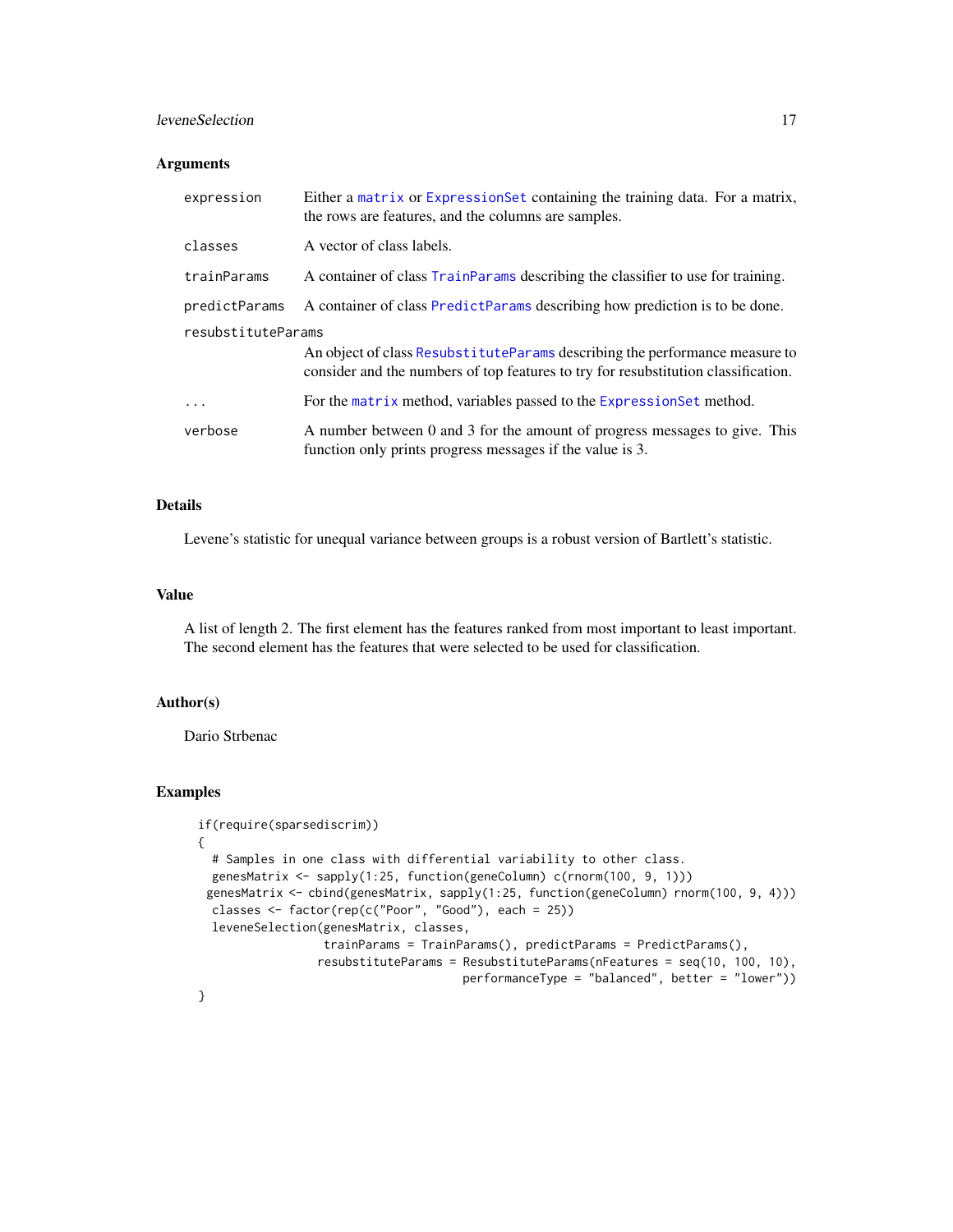## Arguments

| | |
|---|---|
| expression | Either a matrix or ExpressionSet containing the training data. For a matrix, the rows are features, and the columns are samples. |
| classes | A vector of class labels. |
| trainParams | A container of class TrainParams describing the classifier to use for training. |
| predictParams | A container of class PredictParams describing how prediction is to be done. |
| resubstituteParams | An object of class ResubstituteParams describing the performance measure to consider and the numbers of top features to try for resubstitution classification. |
| ... | For the matrix method, variables passed to the ExpressionSet method. |
| verbose | A number between 0 and 3 for the amount of progress messages to give. This function only prints progress messages if the value is 3. |

## Details

Levene's statistic for unequal variance between groups is a robust version of Bartlett's statistic.

## Value

A list of length 2. The first element has the features ranked from most important to least important. The second element has the features that were selected to be used for classification.

## Author(s)

Dario Strbenac

## Examples

```
if(require(sparsediscrim))
{
  # Samples in one class with differential variability to other class.
  genesMatrix <- sapply(1:25, function(geneColumn) c(rnorm(100, 9, 1)))
 genesMatrix <- cbind(genesMatrix, sapply(1:25, function(geneColumn) rnorm(100, 9, 4)))
  classes <- factor(rep(c("Poor", "Good"), each = 25))
  leveneSelection(genesMatrix, classes,
                  trainParams = TrainParams(), predictParams = PredictParams(),
                 resubstituteParams = ResubstituteParams(nFeatures = seq(10, 100, 10),
                                      performanceType = "balanced", better = "lower"))
}
```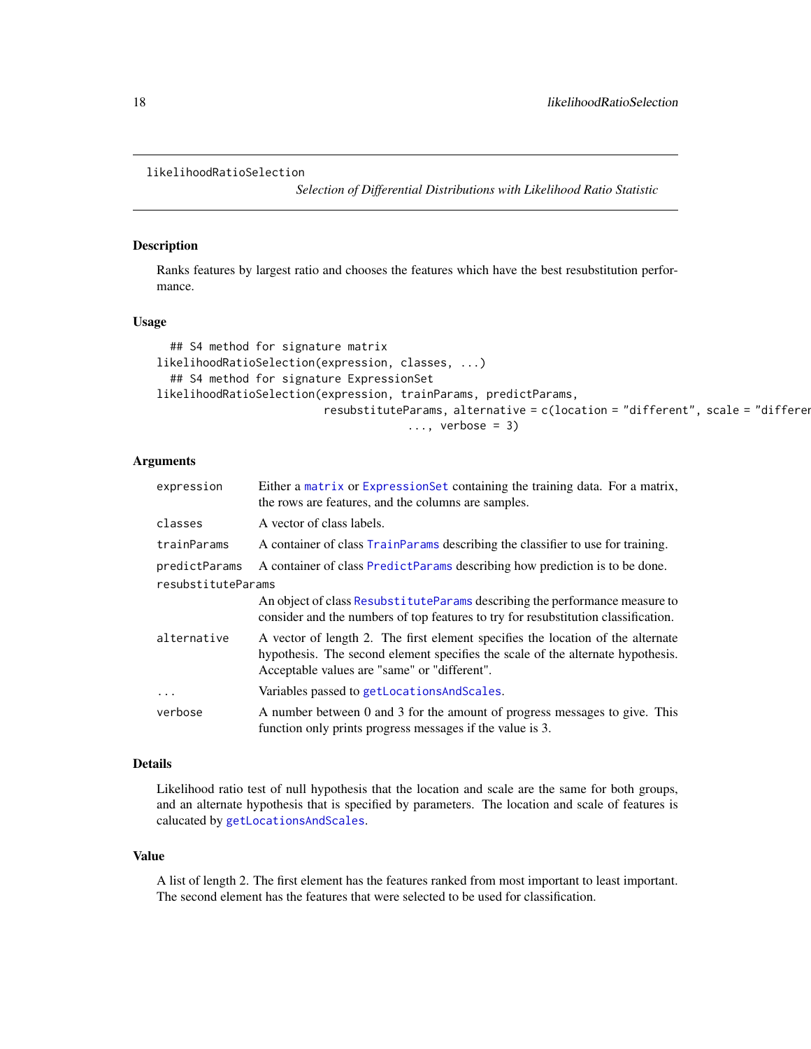# likelihoodRatioSelection

*Selection of Differential Distributions with Likelihood Ratio Statistic*

## Description

Ranks features by largest ratio and chooses the features which have the best resubstitution performance.

## Usage

```
  ## S4 method for signature matrix
likelihoodRatioSelection(expression, classes, ...)
  ## S4 method for signature ExpressionSet
likelihoodRatioSelection(expression, trainParams, predictParams,
                         resubstituteParams, alternative = c(location = "different", scale = "differer
                                          ..., verbose = 3)
```

## Arguments

| | |
|---|---|
| `expression` | Either a `matrix` or `ExpressionSet` containing the training data. For a matrix, the rows are features, and the columns are samples. |
| `classes` | A vector of class labels. |
| `trainParams` | A container of class `TrainParams` describing the classifier to use for training. |
| `predictParams` | A container of class `PredictParams` describing how prediction is to be done. |
| `resubstituteParams` | An object of class `ResubstituteParams` describing the performance measure to consider and the numbers of top features to try for resubstitution classification. |
| `alternative` | A vector of length 2. The first element specifies the location of the alternate hypothesis. The second element specifies the scale of the alternate hypothesis. Acceptable values are "same" or "different". |
| `...` | Variables passed to `getLocationsAndScales`. |
| `verbose` | A number between 0 and 3 for the amount of progress messages to give. This function only prints progress messages if the value is 3. |

## Details

Likelihood ratio test of null hypothesis that the location and scale are the same for both groups, and an alternate hypothesis that is specified by parameters. The location and scale of features is calucated by `getLocationsAndScales`.

## Value

A list of length 2. The first element has the features ranked from most important to least important. The second element has the features that were selected to be used for classification.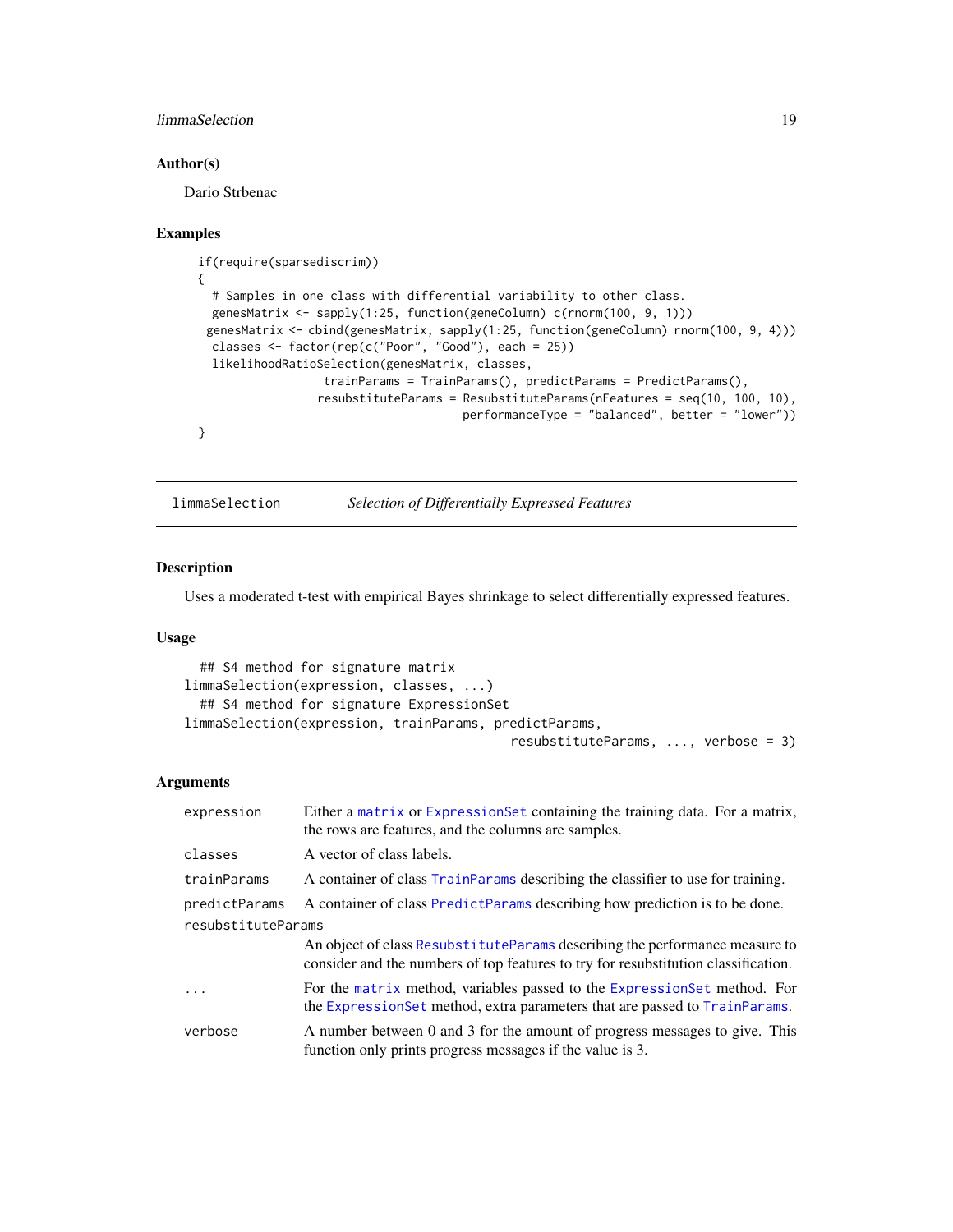### Author(s)

Dario Strbenac

### Examples

```
if(require(sparsediscrim))
{
  # Samples in one class with differential variability to other class.
  genesMatrix <- sapply(1:25, function(geneColumn) c(rnorm(100, 9, 1)))
 genesMatrix <- cbind(genesMatrix, sapply(1:25, function(geneColumn) rnorm(100, 9, 4)))
  classes <- factor(rep(c("Poor", "Good"), each = 25))
  likelihoodRatioSelection(genesMatrix, classes,
                   trainParams = TrainParams(), predictParams = PredictParams(),
                  resubstituteParams = ResubstituteParams(nFeatures = seq(10, 100, 10),
                                         performanceType = "balanced", better = "lower"))
}
```

---

## limmaSelection *Selection of Differentially Expressed Features*

---

### Description

Uses a moderated t-test with empirical Bayes shrinkage to select differentially expressed features.

### Usage

```
  ## S4 method for signature matrix
limmaSelection(expression, classes, ...)
  ## S4 method for signature ExpressionSet
limmaSelection(expression, trainParams, predictParams,
                                               resubstituteParams, ..., verbose = 3)
```

### Arguments

| | |
|---|---|
| `expression` | Either a `matrix` or `ExpressionSet` containing the training data. For a matrix, the rows are features, and the columns are samples. |
| `classes` | A vector of class labels. |
| `trainParams` | A container of class `TrainParams` describing the classifier to use for training. |
| `predictParams` | A container of class `PredictParams` describing how prediction is to be done. |
| `resubstituteParams` | An object of class `ResubstituteParams` describing the performance measure to consider and the numbers of top features to try for resubstitution classification. |
| `...` | For the `matrix` method, variables passed to the `ExpressionSet` method. For the `ExpressionSet` method, extra parameters that are passed to `TrainParams`. |
| `verbose` | A number between 0 and 3 for the amount of progress messages to give. This function only prints progress messages if the value is 3. |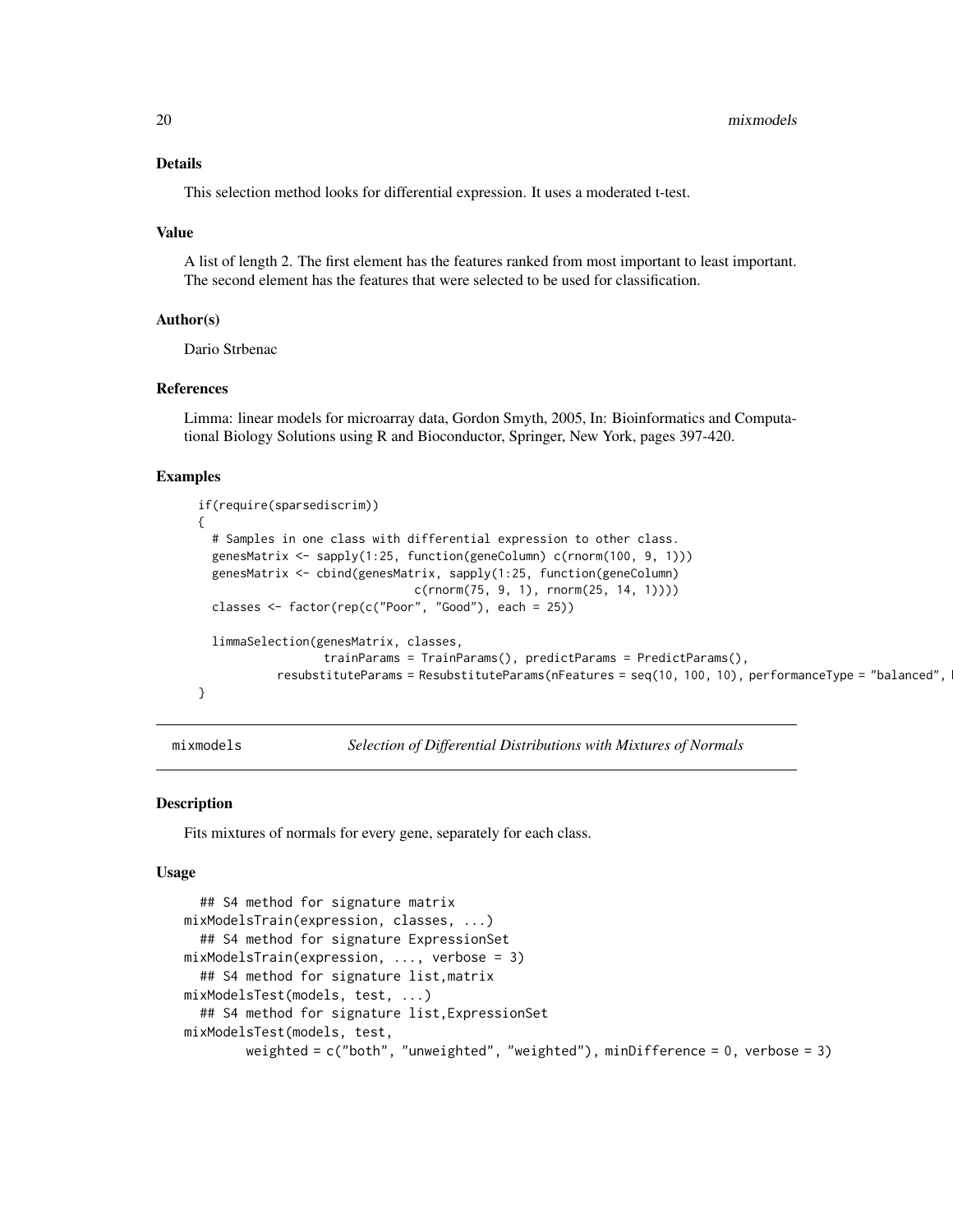## Details

This selection method looks for differential expression. It uses a moderated t-test.

## Value

A list of length 2. The first element has the features ranked from most important to least important. The second element has the features that were selected to be used for classification.

## Author(s)

Dario Strbenac

## References

Limma: linear models for microarray data, Gordon Smyth, 2005, In: Bioinformatics and Computational Biology Solutions using R and Bioconductor, Springer, New York, pages 397-420.

## Examples

```
if(require(sparsediscrim))
{
  # Samples in one class with differential expression to other class.
  genesMatrix <- sapply(1:25, function(geneColumn) c(rnorm(100, 9, 1)))
  genesMatrix <- cbind(genesMatrix, sapply(1:25, function(geneColumn)
                               c(rnorm(75, 9, 1), rnorm(25, 14, 1))))
  classes <- factor(rep(c("Poor", "Good"), each = 25))

  limmaSelection(genesMatrix, classes,
                 trainParams = TrainParams(), predictParams = PredictParams(),
          resubstituteParams = ResubstituteParams(nFeatures = seq(10, 100, 10), performanceType = "balanced", 
}
```

---

# mixmodels — *Selection of Differential Distributions with Mixtures of Normals*

## Description

Fits mixtures of normals for every gene, separately for each class.

## Usage

```
  ## S4 method for signature matrix
mixModelsTrain(expression, classes, ...)
  ## S4 method for signature ExpressionSet
mixModelsTrain(expression, ..., verbose = 3)
  ## S4 method for signature list,matrix
mixModelsTest(models, test, ...)
  ## S4 method for signature list,ExpressionSet
mixModelsTest(models, test,
       weighted = c("both", "unweighted", "weighted"), minDifference = 0, verbose = 3)
```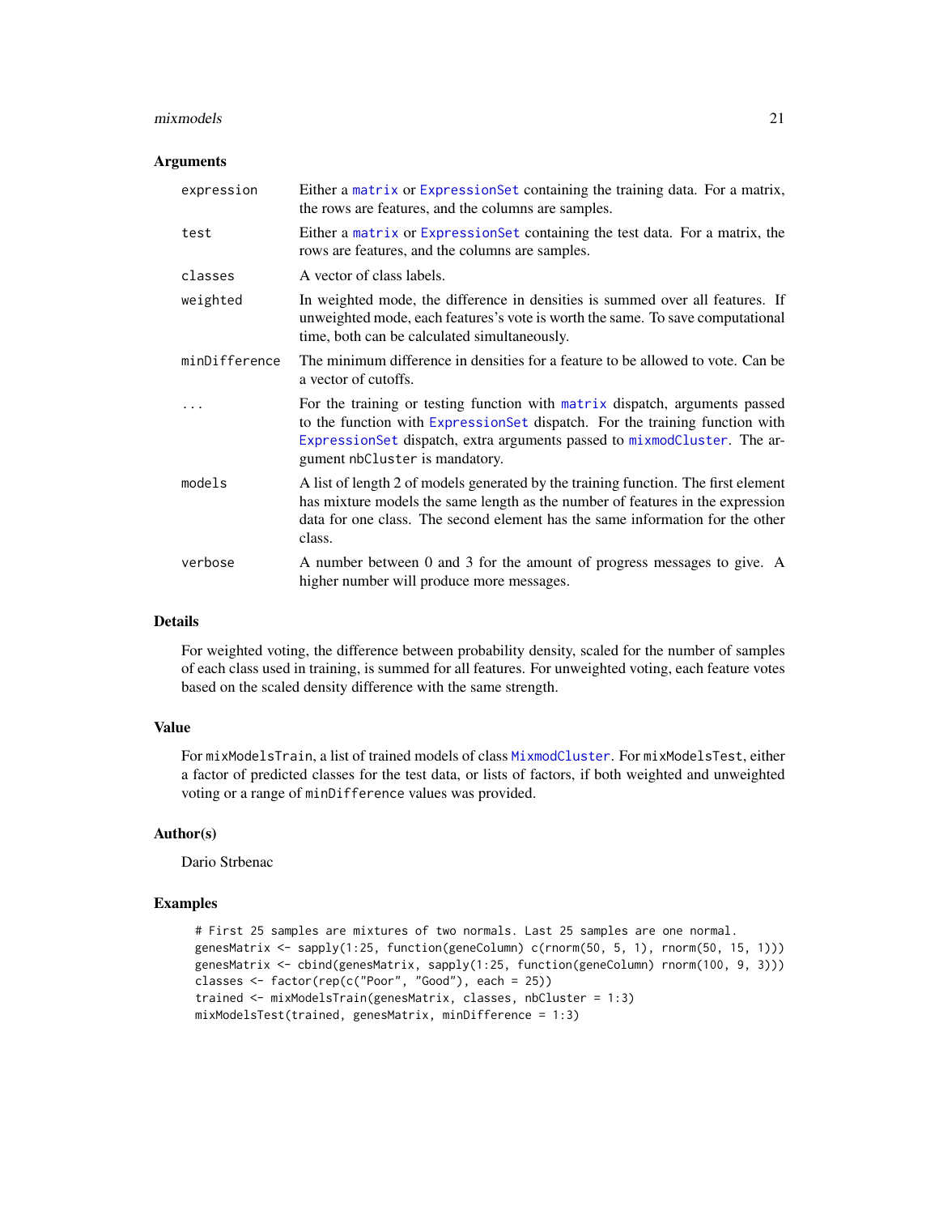### Arguments

| | |
|---|---|
| `expression` | Either a matrix or ExpressionSet containing the training data. For a matrix, the rows are features, and the columns are samples. |
| `test` | Either a matrix or ExpressionSet containing the test data. For a matrix, the rows are features, and the columns are samples. |
| `classes` | A vector of class labels. |
| `weighted` | In weighted mode, the difference in densities is summed over all features. If unweighted mode, each features's vote is worth the same. To save computational time, both can be calculated simultaneously. |
| `minDifference` | The minimum difference in densities for a feature to be allowed to vote. Can be a vector of cutoffs. |
| `...` | For the training or testing function with matrix dispatch, arguments passed to the function with ExpressionSet dispatch. For the training function with ExpressionSet dispatch, extra arguments passed to mixmodCluster. The argument `nbCluster` is mandatory. |
| `models` | A list of length 2 of models generated by the training function. The first element has mixture models the same length as the number of features in the expression data for one class. The second element has the same information for the other class. |
| `verbose` | A number between 0 and 3 for the amount of progress messages to give. A higher number will produce more messages. |

### Details

For weighted voting, the difference between probability density, scaled for the number of samples of each class used in training, is summed for all features. For unweighted voting, each feature votes based on the scaled density difference with the same strength.

### Value

For `mixModelsTrain`, a list of trained models of class MixmodCluster. For `mixModelsTest`, either a factor of predicted classes for the test data, or lists of factors, if both weighted and unweighted voting or a range of `minDifference` values was provided.

### Author(s)

Dario Strbenac

### Examples

```
# First 25 samples are mixtures of two normals. Last 25 samples are one normal.
genesMatrix <- sapply(1:25, function(geneColumn) c(rnorm(50, 5, 1), rnorm(50, 15, 1)))
genesMatrix <- cbind(genesMatrix, sapply(1:25, function(geneColumn) rnorm(100, 9, 3)))
classes <- factor(rep(c("Poor", "Good"), each = 25))
trained <- mixModelsTrain(genesMatrix, classes, nbCluster = 1:3)
mixModelsTest(trained, genesMatrix, minDifference = 1:3)
```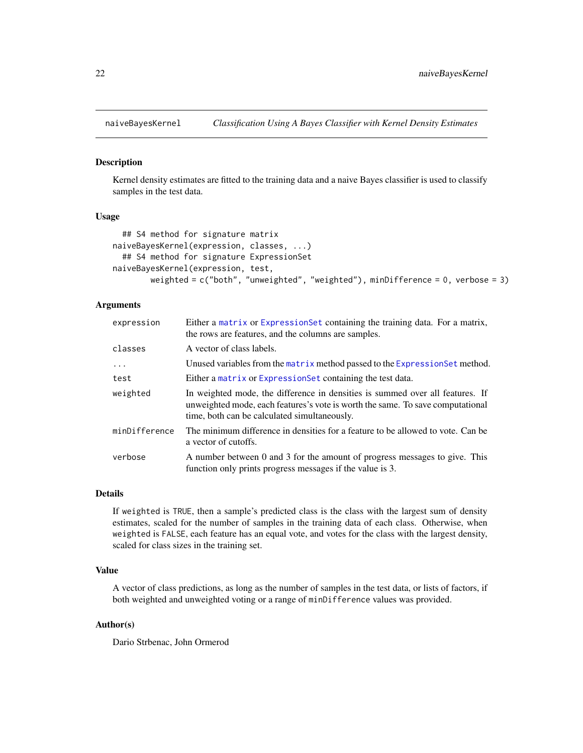# naiveBayesKernel

*Classification Using A Bayes Classifier with Kernel Density Estimates*

## Description

Kernel density estimates are fitted to the training data and a naive Bayes classifier is used to classify samples in the test data.

## Usage

```
## S4 method for signature matrix
naiveBayesKernel(expression, classes, ...)
  ## S4 method for signature ExpressionSet
naiveBayesKernel(expression, test,
        weighted = c("both", "unweighted", "weighted"), minDifference = 0, verbose = 3)
```

## Arguments

| | |
|---|---|
| `expression` | Either a `matrix` or `ExpressionSet` containing the training data. For a matrix, the rows are features, and the columns are samples. |
| `classes` | A vector of class labels. |
| `...` | Unused variables from the `matrix` method passed to the `ExpressionSet` method. |
| `test` | Either a `matrix` or `ExpressionSet` containing the test data. |
| `weighted` | In weighted mode, the difference in densities is summed over all features. If unweighted mode, each features's vote is worth the same. To save computational time, both can be calculated simultaneously. |
| `minDifference` | The minimum difference in densities for a feature to be allowed to vote. Can be a vector of cutoffs. |
| `verbose` | A number between 0 and 3 for the amount of progress messages to give. This function only prints progress messages if the value is 3. |

## Details

If `weighted` is `TRUE`, then a sample's predicted class is the class with the largest sum of density estimates, scaled for the number of samples in the training data of each class. Otherwise, when `weighted` is `FALSE`, each feature has an equal vote, and votes for the class with the largest density, scaled for class sizes in the training set.

## Value

A vector of class predictions, as long as the number of samples in the test data, or lists of factors, if both weighted and unweighted voting or a range of `minDifference` values was provided.

## Author(s)

Dario Strbenac, John Ormerod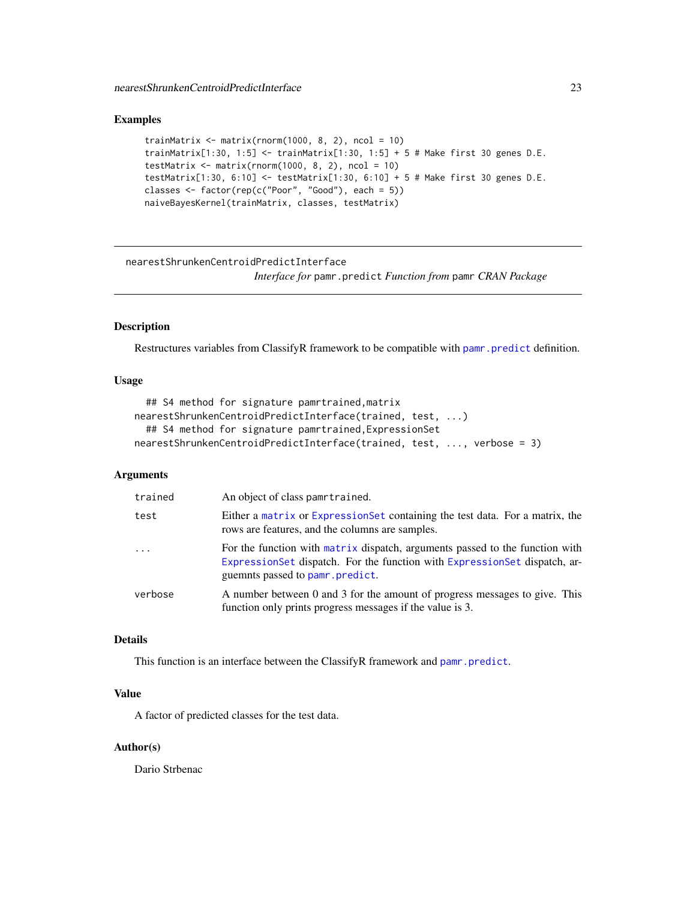## Examples

```
trainMatrix <- matrix(rnorm(1000, 8, 2), ncol = 10)
trainMatrix[1:30, 1:5] <- trainMatrix[1:30, 1:5] + 5 # Make first 30 genes D.E.
testMatrix <- matrix(rnorm(1000, 8, 2), ncol = 10)
testMatrix[1:30, 6:10] <- testMatrix[1:30, 6:10] + 5 # Make first 30 genes D.E.
classes <- factor(rep(c("Poor", "Good"), each = 5))
naiveBayesKernel(trainMatrix, classes, testMatrix)
```

---

# nearestShrunkenCentroidPredictInterface

*Interface for* pamr.predict *Function from* pamr *CRAN Package*

---

## Description

Restructures variables from ClassifyR framework to be compatible with `pamr.predict` definition.

## Usage

```
  ## S4 method for signature pamrtrained,matrix
nearestShrunkenCentroidPredictInterface(trained, test, ...)
  ## S4 method for signature pamrtrained,ExpressionSet
nearestShrunkenCentroidPredictInterface(trained, test, ..., verbose = 3)
```

## Arguments

| | |
|---|---|
| `trained` | An object of class pamrtrained. |
| `test` | Either a `matrix` or `ExpressionSet` containing the test data. For a matrix, the rows are features, and the columns are samples. |
| `...` | For the function with `matrix` dispatch, arguments passed to the function with `ExpressionSet` dispatch. For the function with `ExpressionSet` dispatch, arguemnts passed to `pamr.predict`. |
| `verbose` | A number between 0 and 3 for the amount of progress messages to give. This function only prints progress messages if the value is 3. |

## Details

This function is an interface between the ClassifyR framework and `pamr.predict`.

## Value

A factor of predicted classes for the test data.

## Author(s)

Dario Strbenac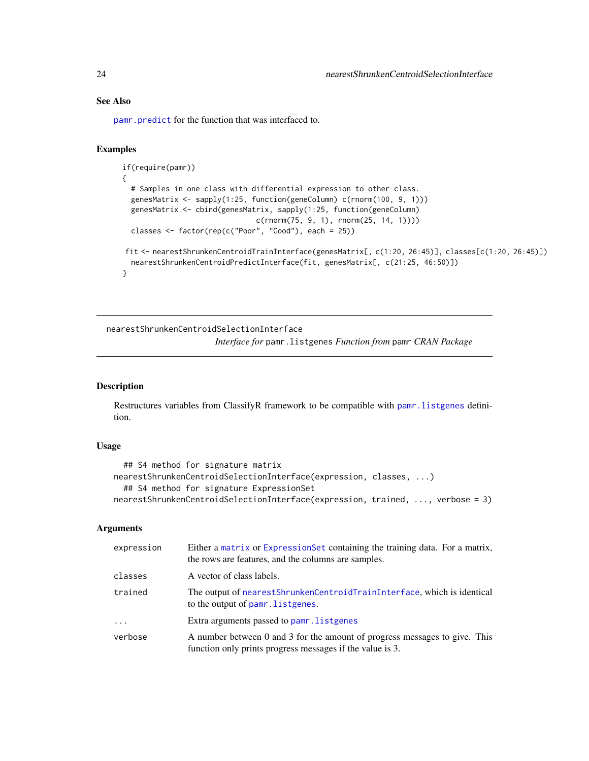### See Also

`pamr.predict` for the function that was interfaced to.

### Examples

```
if(require(pamr))
{
  # Samples in one class with differential expression to other class.
  genesMatrix <- sapply(1:25, function(geneColumn) c(rnorm(100, 9, 1)))
  genesMatrix <- cbind(genesMatrix, sapply(1:25, function(geneColumn)
                               c(rnorm(75, 9, 1), rnorm(25, 14, 1))))
  classes <- factor(rep(c("Poor", "Good"), each = 25))

 fit <- nearestShrunkenCentroidTrainInterface(genesMatrix[, c(1:20, 26:45)], classes[c(1:20, 26:45)])
  nearestShrunkenCentroidPredictInterface(fit, genesMatrix[, c(21:25, 46:50)])
}
```

---

## nearestShrunkenCentroidSelectionInterface

*Interface for* `pamr.listgenes` *Function from* `pamr` *CRAN Package*

---

### Description

Restructures variables from ClassifyR framework to be compatible with `pamr.listgenes` definition.

### Usage

```
  ## S4 method for signature matrix
nearestShrunkenCentroidSelectionInterface(expression, classes, ...)
  ## S4 method for signature ExpressionSet
nearestShrunkenCentroidSelectionInterface(expression, trained, ..., verbose = 3)
```

### Arguments

| | |
|---|---|
| `expression` | Either a `matrix` or `ExpressionSet` containing the training data. For a matrix, the rows are features, and the columns are samples. |
| `classes` | A vector of class labels. |
| `trained` | The output of `nearestShrunkenCentroidTrainInterface`, which is identical to the output of `pamr.listgenes`. |
| `...` | Extra arguments passed to `pamr.listgenes` |
| `verbose` | A number between 0 and 3 for the amount of progress messages to give. This function only prints progress messages if the value is 3. |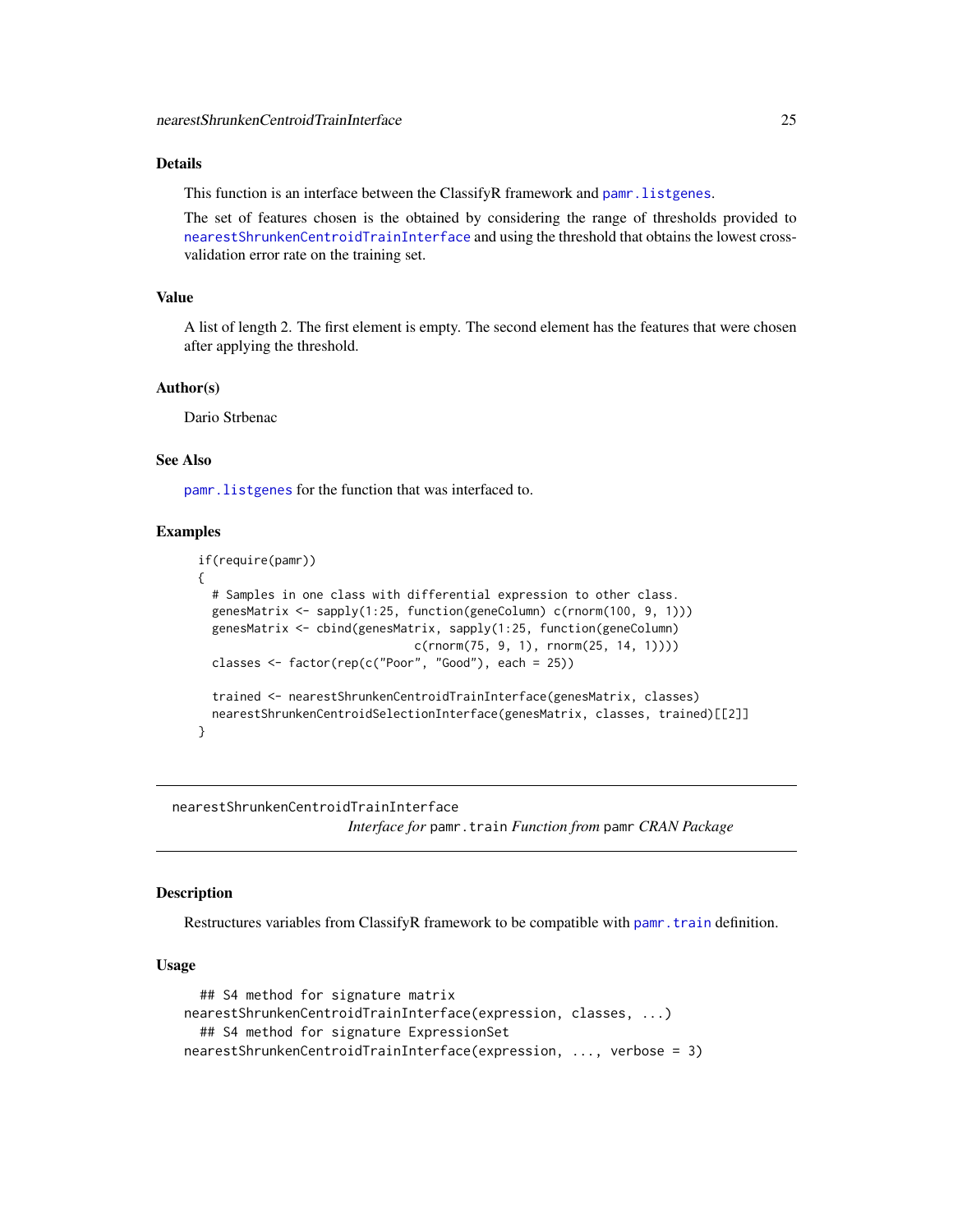## Details

This function is an interface between the ClassifyR framework and pamr.listgenes.

The set of features chosen is the obtained by considering the range of thresholds provided to nearestShrunkenCentroidTrainInterface and using the threshold that obtains the lowest cross-validation error rate on the training set.

## Value

A list of length 2. The first element is empty. The second element has the features that were chosen after applying the threshold.

## Author(s)

Dario Strbenac

## See Also

pamr.listgenes for the function that was interfaced to.

## Examples

```
if(require(pamr))
{
  # Samples in one class with differential expression to other class.
  genesMatrix <- sapply(1:25, function(geneColumn) c(rnorm(100, 9, 1)))
  genesMatrix <- cbind(genesMatrix, sapply(1:25, function(geneColumn)
                              c(rnorm(75, 9, 1), rnorm(25, 14, 1))))
  classes <- factor(rep(c("Poor", "Good"), each = 25))

  trained <- nearestShrunkenCentroidTrainInterface(genesMatrix, classes)
  nearestShrunkenCentroidSelectionInterface(genesMatrix, classes, trained)[[2]]
}
```

---

# nearestShrunkenCentroidTrainInterface

*Interface for* pamr.train *Function from* pamr *CRAN Package*

---

## Description

Restructures variables from ClassifyR framework to be compatible with pamr.train definition.

## Usage

```
  ## S4 method for signature matrix
nearestShrunkenCentroidTrainInterface(expression, classes, ...)
  ## S4 method for signature ExpressionSet
nearestShrunkenCentroidTrainInterface(expression, ..., verbose = 3)
```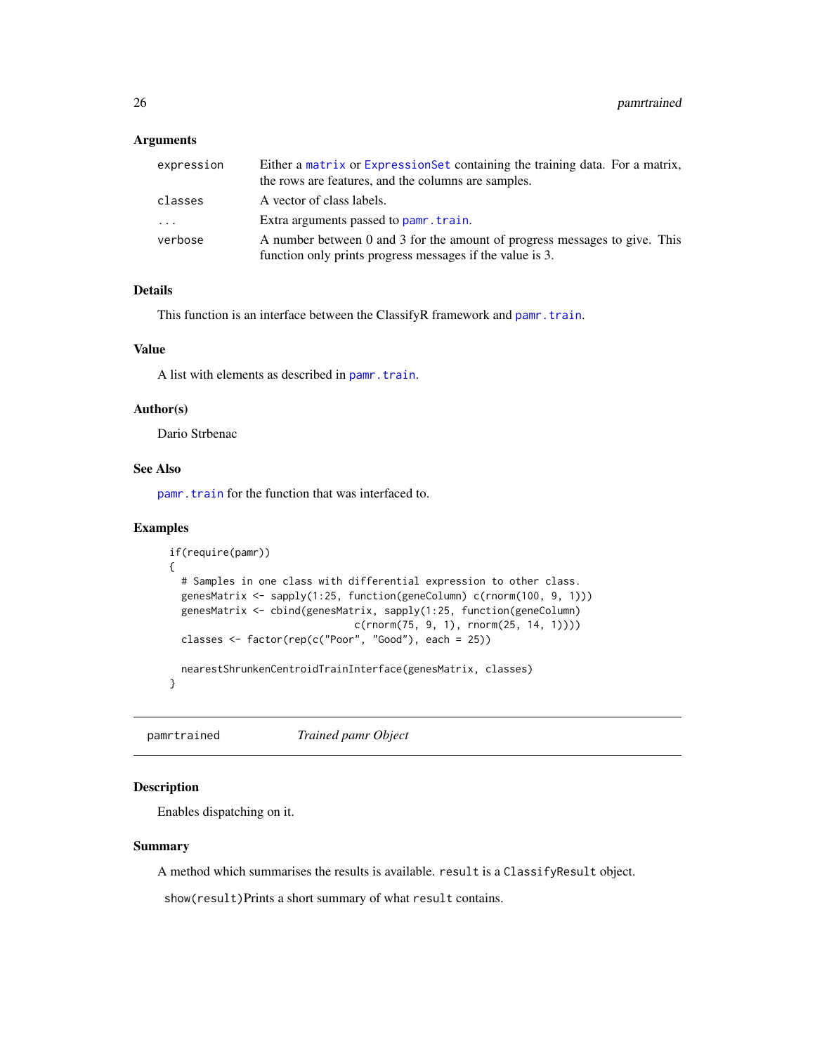## Arguments

| | |
|---|---|
| `expression` | Either a `matrix` or `ExpressionSet` containing the training data. For a matrix, the rows are features, and the columns are samples. |
| `classes` | A vector of class labels. |
| `...` | Extra arguments passed to `pamr.train`. |
| `verbose` | A number between 0 and 3 for the amount of progress messages to give. This function only prints progress messages if the value is 3. |

## Details

This function is an interface between the ClassifyR framework and `pamr.train`.

## Value

A list with elements as described in `pamr.train`.

## Author(s)

Dario Strbenac

## See Also

`pamr.train` for the function that was interfaced to.

## Examples

```
if(require(pamr))
{
  # Samples in one class with differential expression to other class.
  genesMatrix <- sapply(1:25, function(geneColumn) c(rnorm(100, 9, 1)))
  genesMatrix <- cbind(genesMatrix, sapply(1:25, function(geneColumn)
                              c(rnorm(75, 9, 1), rnorm(25, 14, 1))))
  classes <- factor(rep(c("Poor", "Good"), each = 25))

  nearestShrunkenCentroidTrainInterface(genesMatrix, classes)
}
```

---

# `pamrtrained` *Trained pamr Object*

---

## Description

Enables dispatching on it.

## Summary

A method which summarises the results is available. `result` is a `ClassifyResult` object.

`show(result)`Prints a short summary of what `result` contains.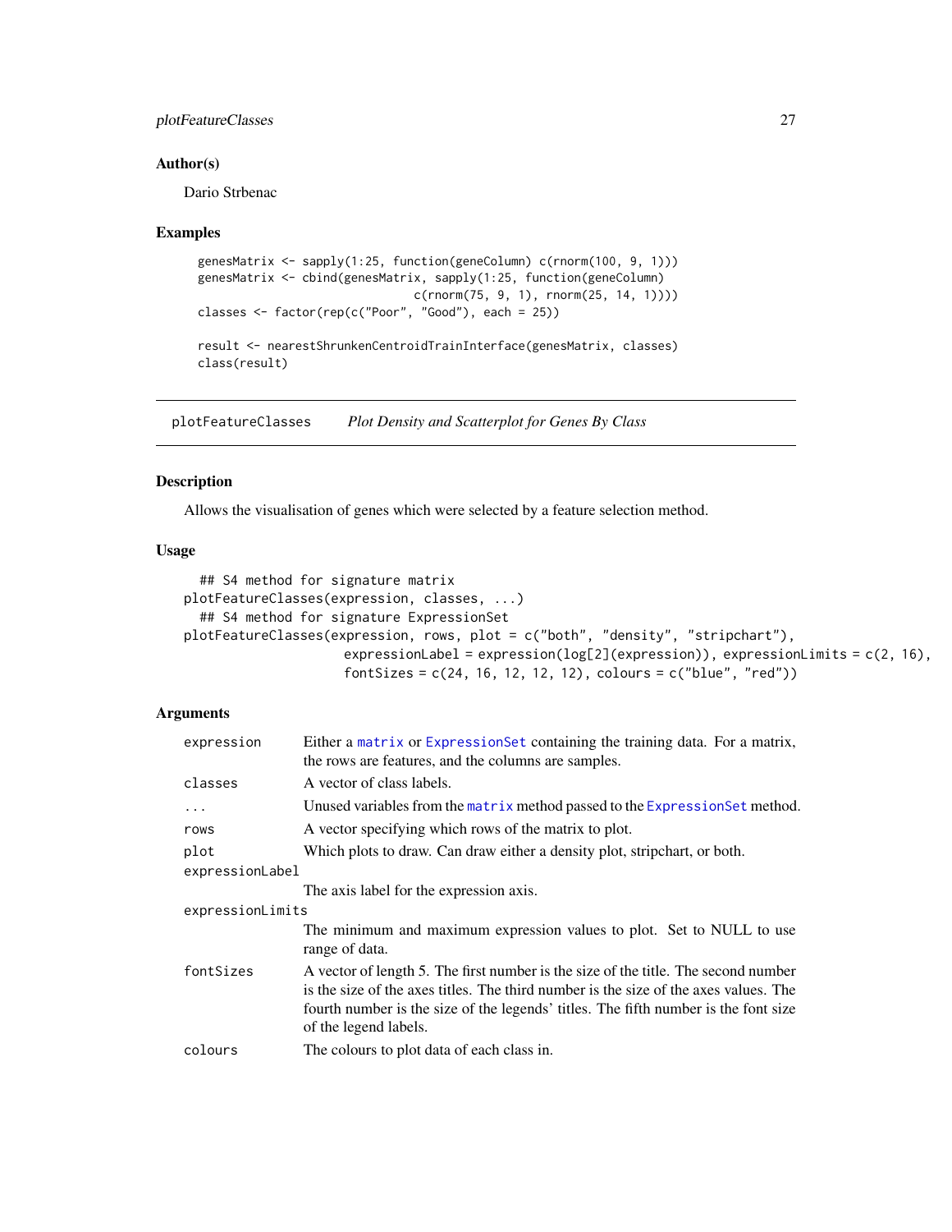## Author(s)

Dario Strbenac

## Examples

```
genesMatrix <- sapply(1:25, function(geneColumn) c(rnorm(100, 9, 1)))
genesMatrix <- cbind(genesMatrix, sapply(1:25, function(geneColumn)
                              c(rnorm(75, 9, 1), rnorm(25, 14, 1))))
classes <- factor(rep(c("Poor", "Good"), each = 25))

result <- nearestShrunkenCentroidTrainInterface(genesMatrix, classes)
class(result)
```

---

# plotFeatureClasses    *Plot Density and Scatterplot for Genes By Class*

## Description

Allows the visualisation of genes which were selected by a feature selection method.

## Usage

```
  ## S4 method for signature matrix
plotFeatureClasses(expression, classes, ...)
  ## S4 method for signature ExpressionSet
plotFeatureClasses(expression, rows, plot = c("both", "density", "stripchart"),
                   expressionLabel = expression(log[2](expression)), expressionLimits = c(2, 16),
                   fontSizes = c(24, 16, 12, 12, 12), colours = c("blue", "red"))
```

## Arguments

- `expression` — Either a `matrix` or `ExpressionSet` containing the training data. For a matrix, the rows are features, and the columns are samples.
- `classes` — A vector of class labels.
- `...` — Unused variables from the `matrix` method passed to the `ExpressionSet` method.
- `rows` — A vector specifying which rows of the matrix to plot.
- `plot` — Which plots to draw. Can draw either a density plot, stripchart, or both.
- `expressionLabel` — The axis label for the expression axis.
- `expressionLimits` — The minimum and maximum expression values to plot. Set to NULL to use range of data.
- `fontSizes` — A vector of length 5. The first number is the size of the title. The second number is the size of the axes titles. The third number is the size of the axes values. The fourth number is the size of the legends' titles. The fifth number is the font size of the legend labels.
- `colours` — The colours to plot data of each class in.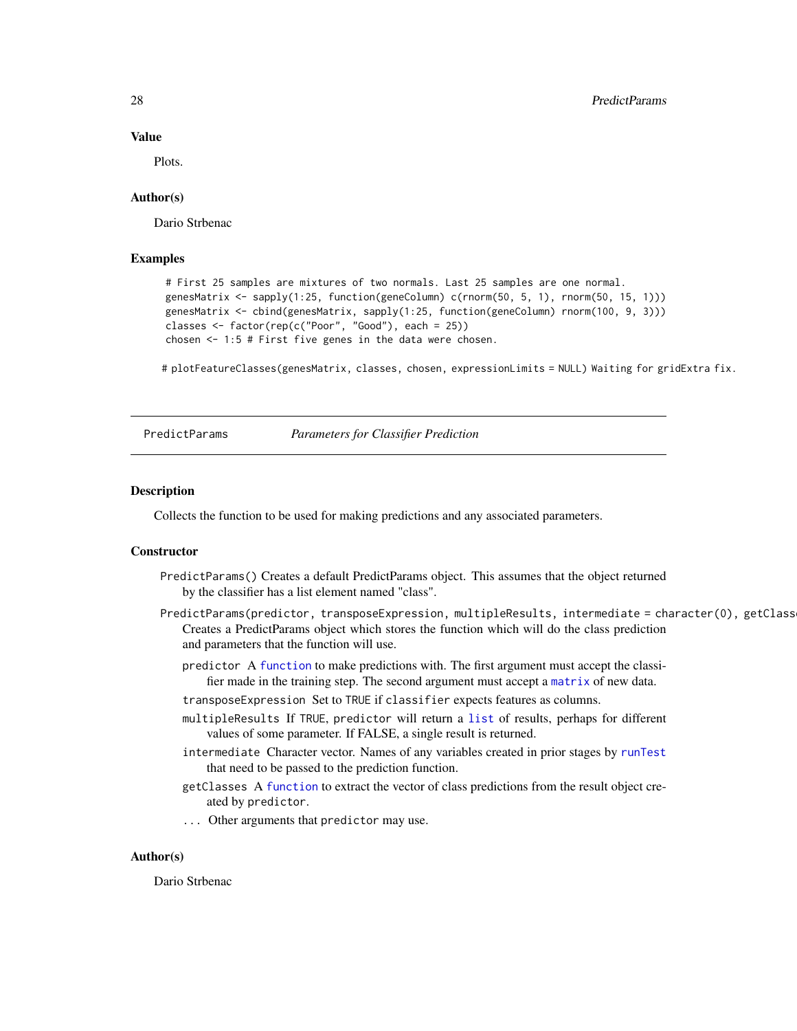## Value

Plots.

## Author(s)

Dario Strbenac

## Examples

```
# First 25 samples are mixtures of two normals. Last 25 samples are one normal.
genesMatrix <- sapply(1:25, function(geneColumn) c(rnorm(50, 5, 1), rnorm(50, 15, 1)))
genesMatrix <- cbind(genesMatrix, sapply(1:25, function(geneColumn) rnorm(100, 9, 3)))
classes <- factor(rep(c("Poor", "Good"), each = 25))
chosen <- 1:5 # First five genes in the data were chosen.

# plotFeatureClasses(genesMatrix, classes, chosen, expressionLimits = NULL) Waiting for gridExtra fix.
```

---

# PredictParams *Parameters for Classifier Prediction*

---

## Description

Collects the function to be used for making predictions and any associated parameters.

## Constructor

`PredictParams()` Creates a default PredictParams object. This assumes that the object returned by the classifier has a list element named "class".

`PredictParams(predictor, transposeExpression, multipleResults, intermediate = character(0), getClass`
Creates a PredictParams object which stores the function which will do the class prediction and parameters that the function will use.

- `predictor` A `function` to make predictions with. The first argument must accept the classifier made in the training step. The second argument must accept a `matrix` of new data.
- `transposeExpression` Set to `TRUE` if `classifier` expects features as columns.
- `multipleResults` If `TRUE`, `predictor` will return a `list` of results, perhaps for different values of some parameter. If FALSE, a single result is returned.
- `intermediate` Character vector. Names of any variables created in prior stages by `runTest` that need to be passed to the prediction function.
- `getClasses` A `function` to extract the vector of class predictions from the result object created by `predictor`.
- `...` Other arguments that `predictor` may use.

## Author(s)

Dario Strbenac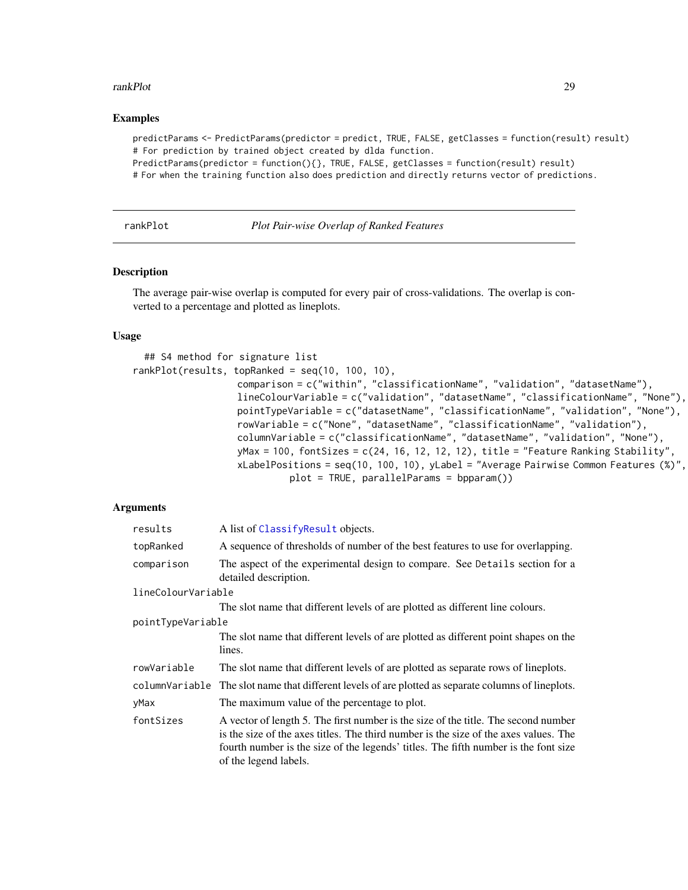### Examples

```
predictParams <- PredictParams(predictor = predict, TRUE, FALSE, getClasses = function(result) result)
# For prediction by trained object created by dlda function.
PredictParams(predictor = function(){}, TRUE, FALSE, getClasses = function(result) result)
# For when the training function also does prediction and directly returns vector of predictions.
```

---

## rankPlot — *Plot Pair-wise Overlap of Ranked Features*

---

### Description

The average pair-wise overlap is computed for every pair of cross-validations. The overlap is converted to a percentage and plotted as lineplots.

### Usage

```
  ## S4 method for signature list
rankPlot(results, topRanked = seq(10, 100, 10),
                   comparison = c("within", "classificationName", "validation", "datasetName"),
                   lineColourVariable = c("validation", "datasetName", "classificationName", "None"),
                   pointTypeVariable = c("datasetName", "classificationName", "validation", "None"),
                   rowVariable = c("None", "datasetName", "classificationName", "validation"),
                   columnVariable = c("classificationName", "datasetName", "validation", "None"),
                   yMax = 100, fontSizes = c(24, 16, 12, 12, 12), title = "Feature Ranking Stability",
                   xLabelPositions = seq(10, 100, 10), yLabel = "Average Pairwise Common Features (%)",
                            plot = TRUE, parallelParams = bpparam())
```

### Arguments

| Argument | Description |
|---|---|
| results | A list of ClassifyResult objects. |
| topRanked | A sequence of thresholds of number of the best features to use for overlapping. |
| comparison | The aspect of the experimental design to compare. See Details section for a detailed description. |
| lineColourVariable | The slot name that different levels of are plotted as different line colours. |
| pointTypeVariable | The slot name that different levels of are plotted as different point shapes on the lines. |
| rowVariable | The slot name that different levels of are plotted as separate rows of lineplots. |
| columnVariable | The slot name that different levels of are plotted as separate columns of lineplots. |
| yMax | The maximum value of the percentage to plot. |
| fontSizes | A vector of length 5. The first number is the size of the title. The second number is the size of the axes titles. The third number is the size of the axes values. The fourth number is the size of the legends' titles. The fifth number is the font size of the legend labels. |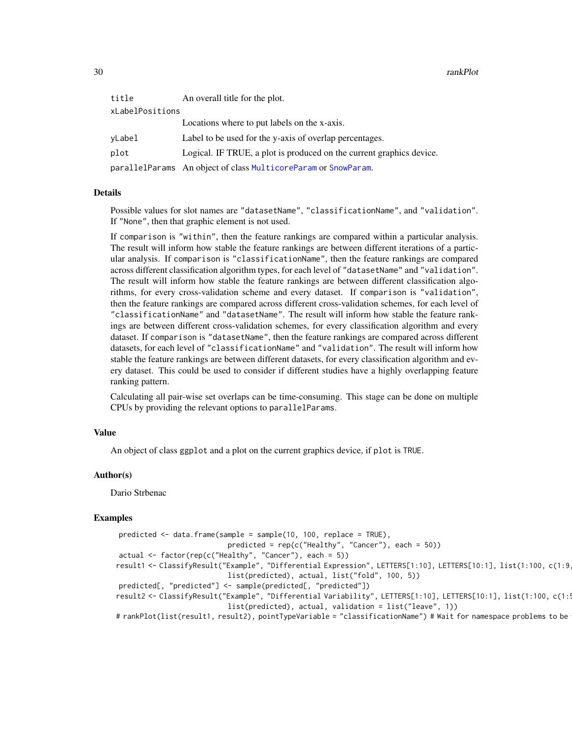| | |
|---|---|
| title | An overall title for the plot. |
| xLabelPositions | Locations where to put labels on the x-axis. |
| yLabel | Label to be used for the y-axis of overlap percentages. |
| plot | Logical. IF TRUE, a plot is produced on the current graphics device. |
| parallelParams | An object of class MulticoreParam or SnowParam. |

## Details

Possible values for slot names are "datasetName", "classificationName", and "validation". If "None", then that graphic element is not used.

If comparison is "within", then the feature rankings are compared within a particular analysis. The result will inform how stable the feature rankings are between different iterations of a particular analysis. If comparison is "classificationName", then the feature rankings are compared across different classification algorithm types, for each level of "datasetName" and "validation". The result will inform how stable the feature rankings are between different classification algorithms, for every cross-validation scheme and every dataset. If comparison is "validation", then the feature rankings are compared across different cross-validation schemes, for each level of "classificationName" and "datasetName". The result will inform how stable the feature rankings are between different cross-validation schemes, for every classification algorithm and every dataset. If comparison is "datasetName", then the feature rankings are compared across different datasets, for each level of "classificationName" and "validation". The result will inform how stable the feature rankings are between different datasets, for every classification algorithm and every dataset. This could be used to consider if different studies have a highly overlapping feature ranking pattern.

Calculating all pair-wise set overlaps can be time-consuming. This stage can be done on multiple CPUs by providing the relevant options to parallelParams.

## Value

An object of class ggplot and a plot on the current graphics device, if plot is TRUE.

## Author(s)

Dario Strbenac

## Examples

```
 predicted <- data.frame(sample = sample(10, 100, replace = TRUE),
                          predicted = rep(c("Healthy", "Cancer"), each = 50))
 actual <- factor(rep(c("Healthy", "Cancer"), each = 5))
result1 <- ClassifyResult("Example", "Differential Expression", LETTERS[1:10], LETTERS[10:1], list(1:100, c(1:9
                          list(predicted), actual, list("fold", 100, 5))
 predicted[, "predicted"] <- sample(predicted[, "predicted"])
result2 <- ClassifyResult("Example", "Differential Variability", LETTERS[1:10], LETTERS[10:1], list(1:100, c(1:5
                          list(predicted), actual, validation = list("leave", 1))
# rankPlot(list(result1, result2), pointTypeVariable = "classificationName") # Wait for namespace problems to be
```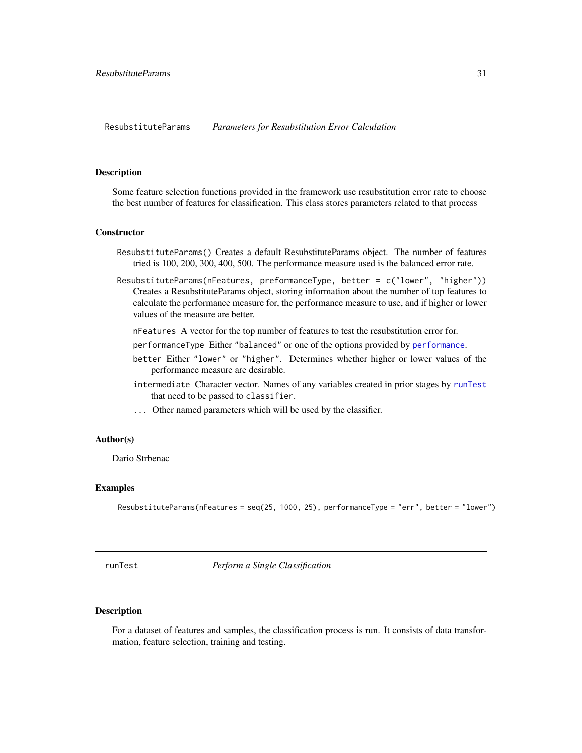## ResubstituteParams *Parameters for Resubstitution Error Calculation*

### Description

Some feature selection functions provided in the framework use resubstitution error rate to choose the best number of features for classification. This class stores parameters related to that process

### Constructor

`ResubstituteParams()` Creates a default ResubstituteParams object. The number of features tried is 100, 200, 300, 400, 500. The performance measure used is the balanced error rate.

`ResubstituteParams(nFeatures, preformanceType, better = c("lower", "higher"))` Creates a ResubstituteParams object, storing information about the number of top features to calculate the performance measure for, the performance measure to use, and if higher or lower values of the measure are better.

- `nFeatures` A vector for the top number of features to test the resubstitution error for.
- `performanceType` Either `"balanced"` or one of the options provided by `performance`.
- `better` Either `"lower"` or `"higher"`. Determines whether higher or lower values of the performance measure are desirable.
- `intermediate` Character vector. Names of any variables created in prior stages by `runTest` that need to be passed to `classifier`.
- `...` Other named parameters which will be used by the classifier.

### Author(s)

Dario Strbenac

### Examples

```
ResubstituteParams(nFeatures = seq(25, 1000, 25), performanceType = "err", better = "lower")
```

## runTest *Perform a Single Classification*

### Description

For a dataset of features and samples, the classification process is run. It consists of data transformation, feature selection, training and testing.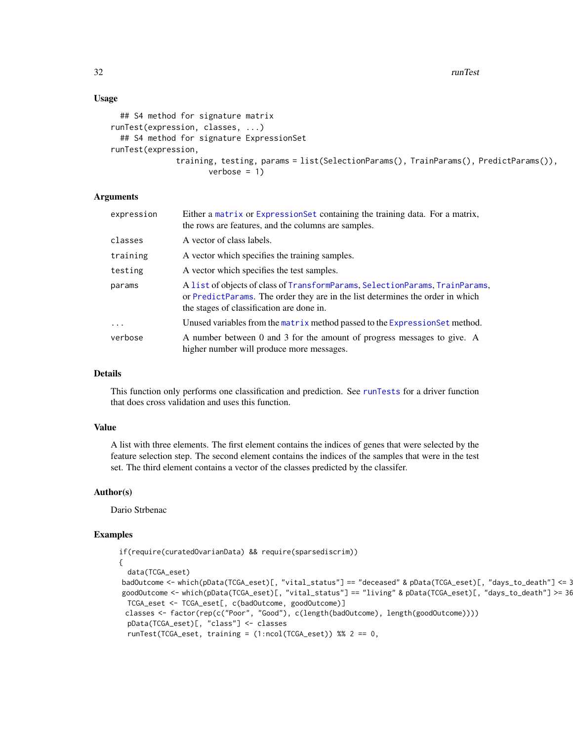## Usage

```
  ## S4 method for signature matrix
runTest(expression, classes, ...)
  ## S4 method for signature ExpressionSet
runTest(expression,
              training, testing, params = list(SelectionParams(), TrainParams(), PredictParams()),
                    verbose = 1)
```

## Arguments

| | |
|---|---|
| `expression` | Either a `matrix` or `ExpressionSet` containing the training data. For a matrix, the rows are features, and the columns are samples. |
| `classes` | A vector of class labels. |
| `training` | A vector which specifies the training samples. |
| `testing` | A vector which specifies the test samples. |
| `params` | A `list` of objects of class of `TransformParams`, `SelectionParams`, `TrainParams`, or `PredictParams`. The order they are in the list determines the order in which the stages of classification are done in. |
| `...` | Unused variables from the `matrix` method passed to the `ExpressionSet` method. |
| `verbose` | A number between 0 and 3 for the amount of progress messages to give. A higher number will produce more messages. |

## Details

This function only performs one classification and prediction. See `runTests` for a driver function that does cross validation and uses this function.

## Value

A list with three elements. The first element contains the indices of genes that were selected by the feature selection step. The second element contains the indices of the samples that were in the test set. The third element contains a vector of the classes predicted by the classifer.

## Author(s)

Dario Strbenac

## Examples

```
if(require(curatedOvarianData) && require(sparsediscrim))
{
  data(TCGA_eset)
 badOutcome <- which(pData(TCGA_eset)[, "vital_status"] == "deceased" & pData(TCGA_eset)[, "days_to_death"] <= 3
 goodOutcome <- which(pData(TCGA_eset)[, "vital_status"] == "living" & pData(TCGA_eset)[, "days_to_death"] >= 36
  TCGA_eset <- TCGA_eset[, c(badOutcome, goodOutcome)]
 classes <- factor(rep(c("Poor", "Good"), c(length(badOutcome), length(goodOutcome))))
  pData(TCGA_eset)[, "class"] <- classes
  runTest(TCGA_eset, training = (1:ncol(TCGA_eset)) %% 2 == 0,
```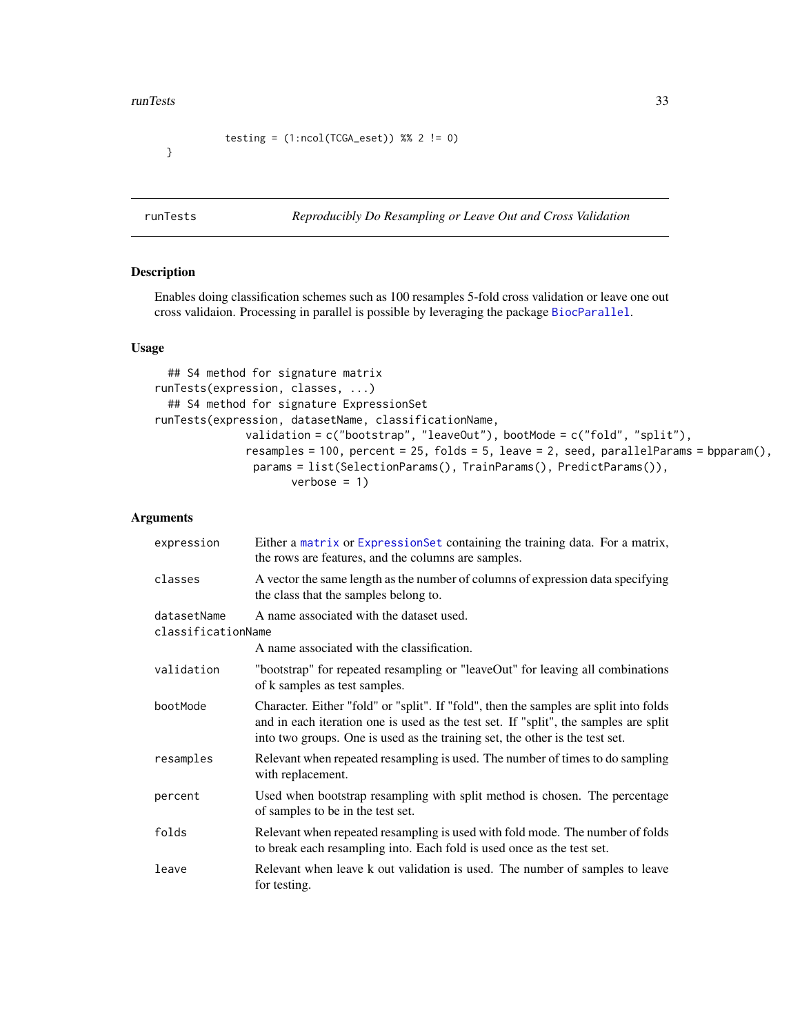```
            testing = (1:ncol(TCGA_eset)) %% 2 != 0)
  }
```

## runTests — *Reproducibly Do Resampling or Leave Out and Cross Validation*

### Description

Enables doing classification schemes such as 100 resamples 5-fold cross validation or leave one out cross validaion. Processing in parallel is possible by leveraging the package BiocParallel.

### Usage

```
  ## S4 method for signature matrix
runTests(expression, classes, ...)
  ## S4 method for signature ExpressionSet
runTests(expression, datasetName, classificationName,
            validation = c("bootstrap", "leaveOut"), bootMode = c("fold", "split"),
            resamples = 100, percent = 25, folds = 5, leave = 2, seed, parallelParams = bpparam(),
             params = list(SelectionParams(), TrainParams(), PredictParams()),
                  verbose = 1)
```

### Arguments

| | |
|---|---|
| expression | Either a matrix or ExpressionSet containing the training data. For a matrix, the rows are features, and the columns are samples. |
| classes | A vector the same length as the number of columns of expression data specifying the class that the samples belong to. |
| datasetName | A name associated with the dataset used. |
| classificationName | A name associated with the classification. |
| validation | "bootstrap" for repeated resampling or "leaveOut" for leaving all combinations of k samples as test samples. |
| bootMode | Character. Either "fold" or "split". If "fold", then the samples are split into folds and in each iteration one is used as the test set. If "split", the samples are split into two groups. One is used as the training set, the other is the test set. |
| resamples | Relevant when repeated resampling is used. The number of times to do sampling with replacement. |
| percent | Used when bootstrap resampling with split method is chosen. The percentage of samples to be in the test set. |
| folds | Relevant when repeated resampling is used with fold mode. The number of folds to break each resampling into. Each fold is used once as the test set. |
| leave | Relevant when leave k out validation is used. The number of samples to leave for testing. |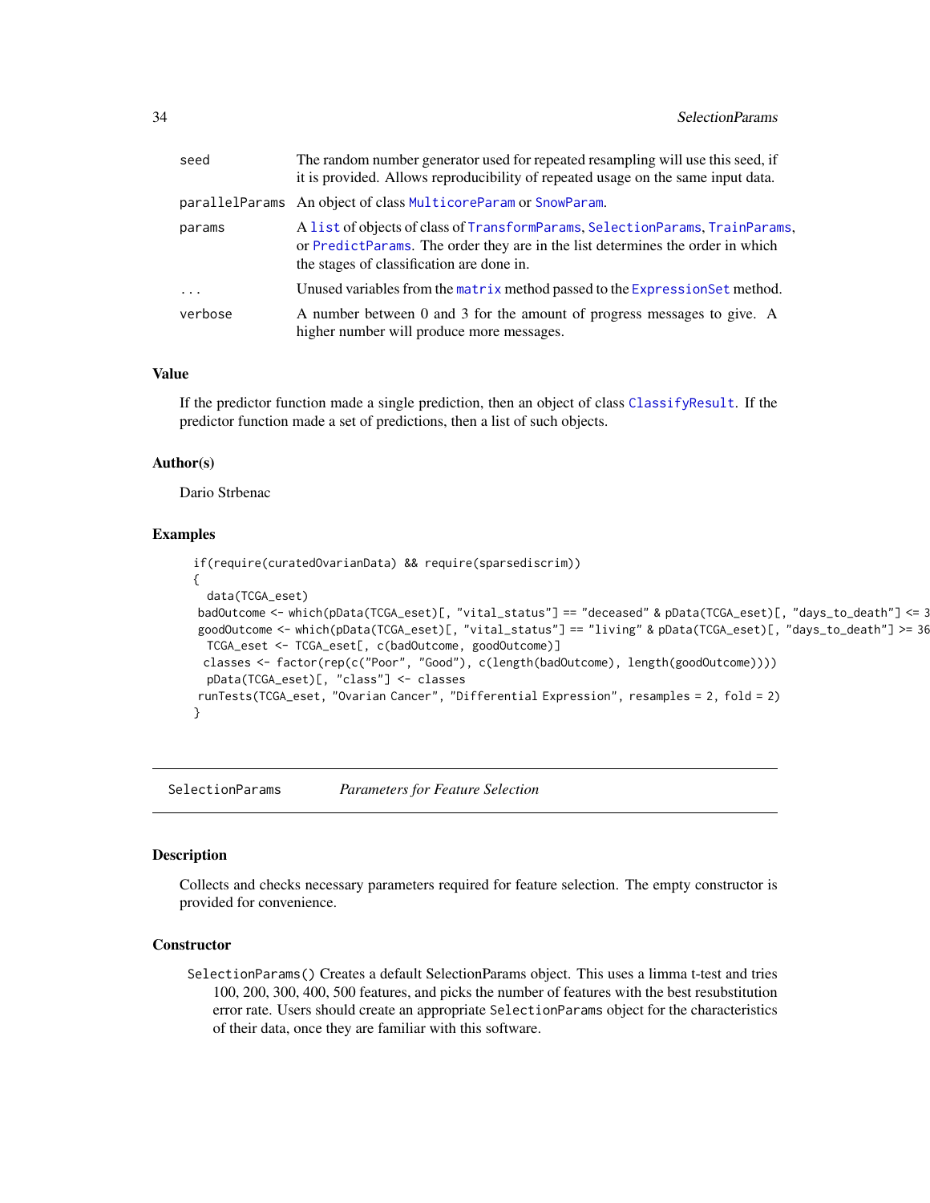| | |
|---|---|
| seed | The random number generator used for repeated resampling will use this seed, if it is provided. Allows reproducibility of repeated usage on the same input data. |
| parallelParams | An object of class MulticoreParam or SnowParam. |
| params | A list of objects of class of TransformParams, SelectionParams, TrainParams, or PredictParams. The order they are in the list determines the order in which the stages of classification are done in. |
| ... | Unused variables from the matrix method passed to the ExpressionSet method. |
| verbose | A number between 0 and 3 for the amount of progress messages to give. A higher number will produce more messages. |

## Value

If the predictor function made a single prediction, then an object of class ClassifyResult. If the predictor function made a set of predictions, then a list of such objects.

## Author(s)

Dario Strbenac

## Examples

```
if(require(curatedOvarianData) && require(sparsediscrim))
{
  data(TCGA_eset)
 badOutcome <- which(pData(TCGA_eset)[, "vital_status"] == "deceased" & pData(TCGA_eset)[, "days_to_death"] <= 3
 goodOutcome <- which(pData(TCGA_eset)[, "vital_status"] == "living" & pData(TCGA_eset)[, "days_to_death"] >= 36
  TCGA_eset <- TCGA_eset[, c(badOutcome, goodOutcome)]
 classes <- factor(rep(c("Poor", "Good"), c(length(badOutcome), length(goodOutcome))))
  pData(TCGA_eset)[, "class"] <- classes
 runTests(TCGA_eset, "Ovarian Cancer", "Differential Expression", resamples = 2, fold = 2)
}
```

---

# SelectionParams *Parameters for Feature Selection*

## Description

Collects and checks necessary parameters required for feature selection. The empty constructor is provided for convenience.

## Constructor

SelectionParams() Creates a default SelectionParams object. This uses a limma t-test and tries 100, 200, 300, 400, 500 features, and picks the number of features with the best resubstitution error rate. Users should create an appropriate SelectionParams object for the characteristics of their data, once they are familiar with this software.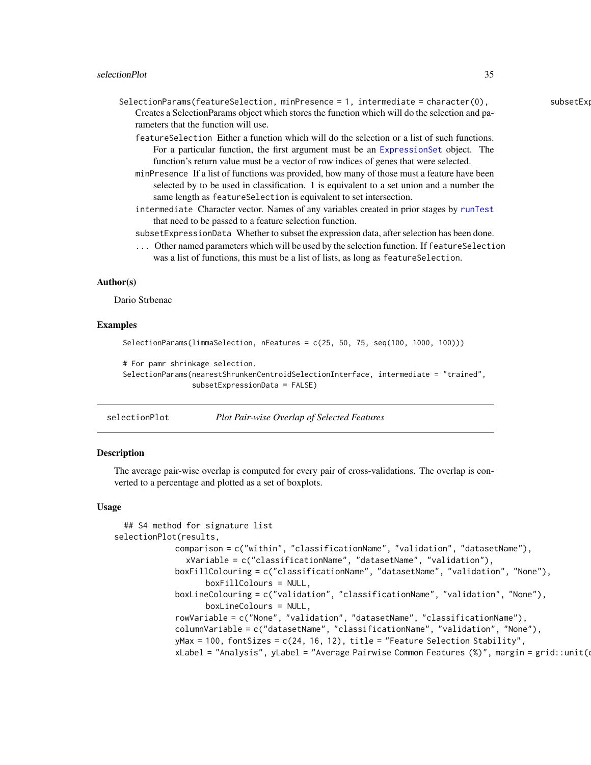`SelectionParams(featureSelection, minPresence = 1, intermediate = character(0), subsetExp`

Creates a SelectionParams object which stores the function which will do the selection and parameters that the function will use.

- `featureSelection` Either a function which will do the selection or a list of such functions. For a particular function, the first argument must be an `ExpressionSet` object. The function's return value must be a vector of row indices of genes that were selected.
- `minPresence` If a list of functions was provided, how many of those must a feature have been selected by to be used in classification. 1 is equivalent to a set union and a number the same length as `featureSelection` is equivalent to set intersection.
- `intermediate` Character vector. Names of any variables created in prior stages by `runTest` that need to be passed to a feature selection function.
- `subsetExpressionData` Whether to subset the expression data, after selection has been done.
- `...` Other named parameters which will be used by the selection function. If `featureSelection` was a list of functions, this must be a list of lists, as long as `featureSelection`.

## Author(s)

Dario Strbenac

## Examples

```
SelectionParams(limmaSelection, nFeatures = c(25, 50, 75, seq(100, 1000, 100)))

# For pamr shrinkage selection.
SelectionParams(nearestShrunkenCentroidSelectionInterface, intermediate = "trained",
                subsetExpressionData = FALSE)
```

---

# selectionPlot — *Plot Pair-wise Overlap of Selected Features*

## Description

The average pair-wise overlap is computed for every pair of cross-validations. The overlap is converted to a percentage and plotted as a set of boxplots.

## Usage

```
  ## S4 method for signature list
selectionPlot(results,
             comparison = c("within", "classificationName", "validation", "datasetName"),
               xVariable = c("classificationName", "datasetName", "validation"),
             boxFillColouring = c("classificationName", "datasetName", "validation", "None"),
                   boxFillColours = NULL,
             boxLineColouring = c("validation", "classificationName", "validation", "None"),
                   boxLineColours = NULL,
             rowVariable = c("None", "validation", "datasetName", "classificationName"),
             columnVariable = c("datasetName", "classificationName", "validation", "None"),
             yMax = 100, fontSizes = c(24, 16, 12), title = "Feature Selection Stability",
             xLabel = "Analysis", yLabel = "Average Pairwise Common Features (%)", margin = grid::unit(c
```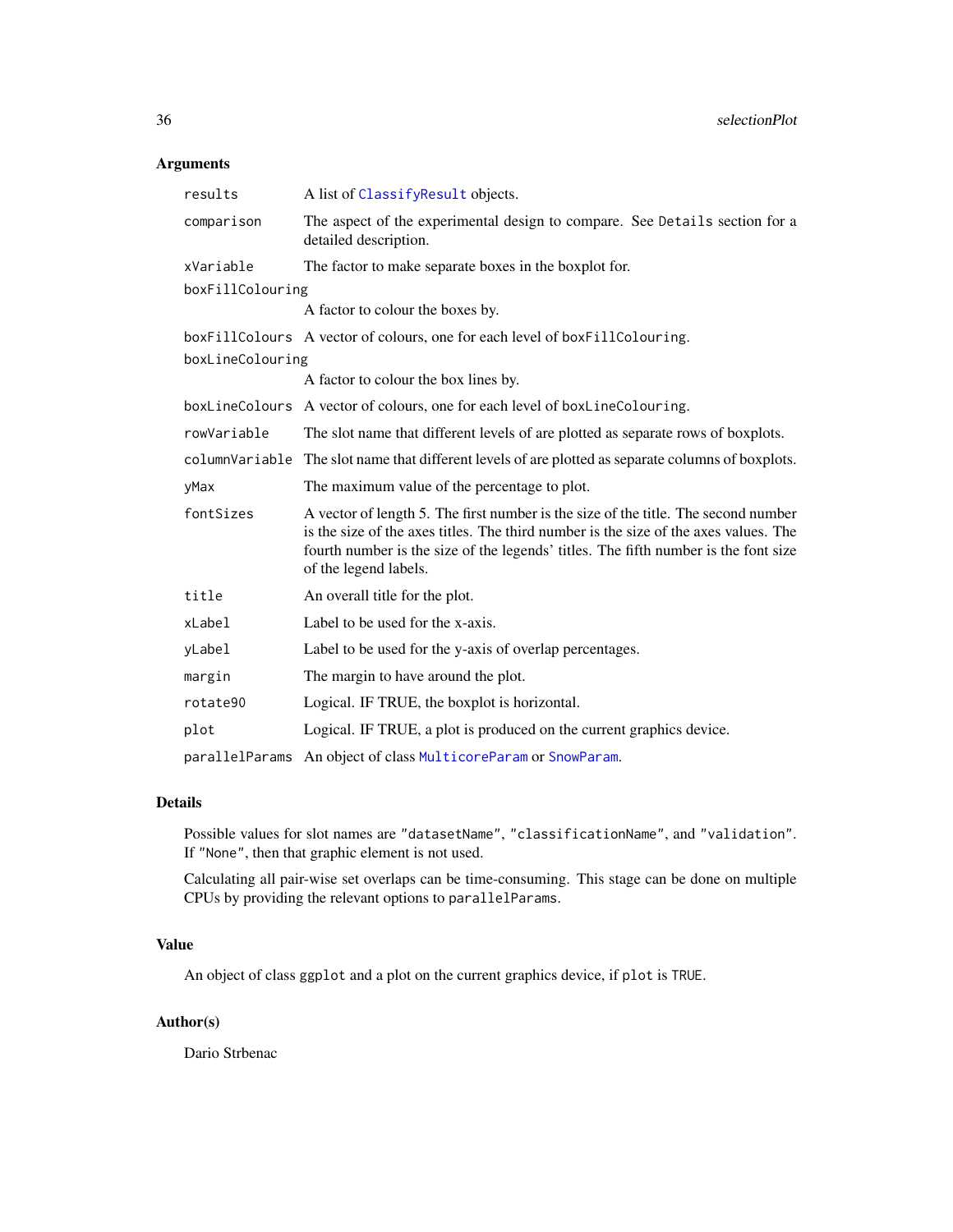## Arguments

| | |
|---|---|
| `results` | A list of `ClassifyResult` objects. |
| `comparison` | The aspect of the experimental design to compare. See `Details` section for a detailed description. |
| `xVariable` | The factor to make separate boxes in the boxplot for. |
| `boxFillColouring` | A factor to colour the boxes by. |
| `boxFillColours` | A vector of colours, one for each level of `boxFillColouring`. |
| `boxLineColouring` | A factor to colour the box lines by. |
| `boxLineColours` | A vector of colours, one for each level of `boxLineColouring`. |
| `rowVariable` | The slot name that different levels of are plotted as separate rows of boxplots. |
| `columnVariable` | The slot name that different levels of are plotted as separate columns of boxplots. |
| `yMax` | The maximum value of the percentage to plot. |
| `fontSizes` | A vector of length 5. The first number is the size of the title. The second number is the size of the axes titles. The third number is the size of the axes values. The fourth number is the size of the legends' titles. The fifth number is the font size of the legend labels. |
| `title` | An overall title for the plot. |
| `xLabel` | Label to be used for the x-axis. |
| `yLabel` | Label to be used for the y-axis of overlap percentages. |
| `margin` | The margin to have around the plot. |
| `rotate90` | Logical. IF TRUE, the boxplot is horizontal. |
| `plot` | Logical. IF TRUE, a plot is produced on the current graphics device. |
| `parallelParams` | An object of class `MulticoreParam` or `SnowParam`. |

## Details

Possible values for slot names are `"datasetName"`, `"classificationName"`, and `"validation"`. If `"None"`, then that graphic element is not used.

Calculating all pair-wise set overlaps can be time-consuming. This stage can be done on multiple CPUs by providing the relevant options to `parallelParams`.

## Value

An object of class `ggplot` and a plot on the current graphics device, if `plot` is `TRUE`.

## Author(s)

Dario Strbenac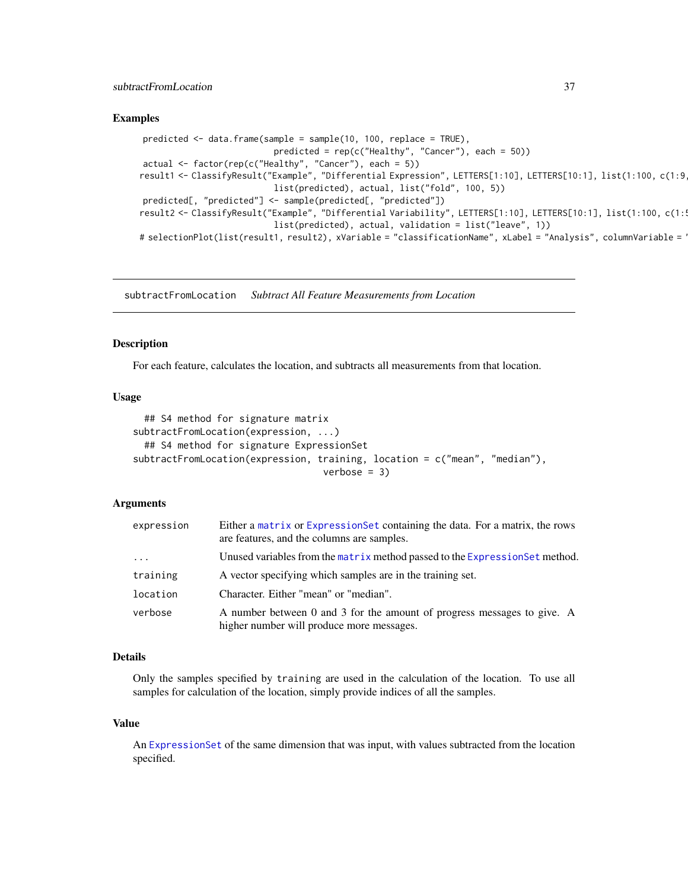### Examples

```
predicted <- data.frame(sample = sample(10, 100, replace = TRUE),
                        predicted = rep(c("Healthy", "Cancer"), each = 50))
actual <- factor(rep(c("Healthy", "Cancer"), each = 5))
result1 <- ClassifyResult("Example", "Differential Expression", LETTERS[1:10], LETTERS[10:1], list(1:100, c(1:9
                        list(predicted), actual, list("fold", 100, 5))
predicted[, "predicted"] <- sample(predicted[, "predicted"])
result2 <- ClassifyResult("Example", "Differential Variability", LETTERS[1:10], LETTERS[10:1], list(1:100, c(1:5
                        list(predicted), actual, validation = list("leave", 1))
# selectionPlot(list(result1, result2), xVariable = "classificationName", xLabel = "Analysis", columnVariable = '
```

---

## subtractFromLocation *Subtract All Feature Measurements from Location*

### Description

For each feature, calculates the location, and subtracts all measurements from that location.

### Usage

```
  ## S4 method for signature matrix
subtractFromLocation(expression, ...)
  ## S4 method for signature ExpressionSet
subtractFromLocation(expression, training, location = c("mean", "median"),
                                  verbose = 3)
```

### Arguments

| | |
|---|---|
| `expression` | Either a `matrix` or `ExpressionSet` containing the data. For a matrix, the rows are features, and the columns are samples. |
| `...` | Unused variables from the `matrix` method passed to the `ExpressionSet` method. |
| `training` | A vector specifying which samples are in the training set. |
| `location` | Character. Either "mean" or "median". |
| `verbose` | A number between 0 and 3 for the amount of progress messages to give. A higher number will produce more messages. |

### Details

Only the samples specified by `training` are used in the calculation of the location. To use all samples for calculation of the location, simply provide indices of all the samples.

### Value

An `ExpressionSet` of the same dimension that was input, with values subtracted from the location specified.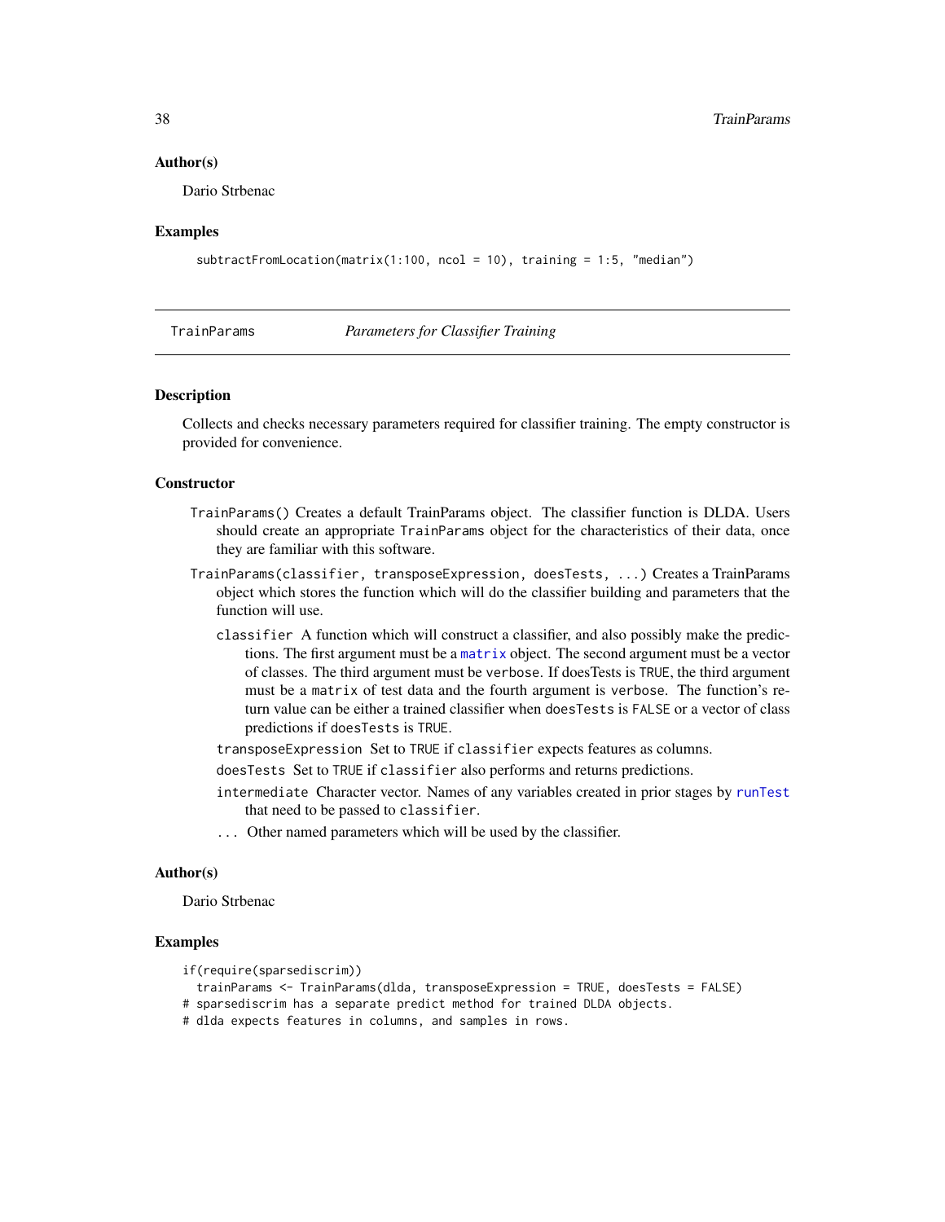## Author(s)

Dario Strbenac

## Examples

```
subtractFromLocation(matrix(1:100, ncol = 10), training = 1:5, "median")
```

---

# TrainParams *Parameters for Classifier Training*

---

## Description

Collects and checks necessary parameters required for classifier training. The empty constructor is provided for convenience.

## Constructor

`TrainParams()` Creates a default TrainParams object. The classifier function is DLDA. Users should create an appropriate `TrainParams` object for the characteristics of their data, once they are familiar with this software.

`TrainParams(classifier, transposeExpression, doesTests, ...)` Creates a TrainParams object which stores the function which will do the classifier building and parameters that the function will use.

- `classifier` A function which will construct a classifier, and also possibly make the predictions. The first argument must be a `matrix` object. The second argument must be a vector of classes. The third argument must be `verbose`. If doesTests is `TRUE`, the third argument must be a `matrix` of test data and the fourth argument is `verbose`. The function's return value can be either a trained classifier when `doesTests` is `FALSE` or a vector of class predictions if `doesTests` is `TRUE`.
- `transposeExpression` Set to `TRUE` if `classifier` expects features as columns.
- `doesTests` Set to `TRUE` if `classifier` also performs and returns predictions.
- `intermediate` Character vector. Names of any variables created in prior stages by `runTest` that need to be passed to `classifier`.
- `...` Other named parameters which will be used by the classifier.

## Author(s)

Dario Strbenac

## Examples

```
if(require(sparsediscrim))
  trainParams <- TrainParams(dlda, transposeExpression = TRUE, doesTests = FALSE)
# sparsediscrim has a separate predict method for trained DLDA objects.
# dlda expects features in columns, and samples in rows.
```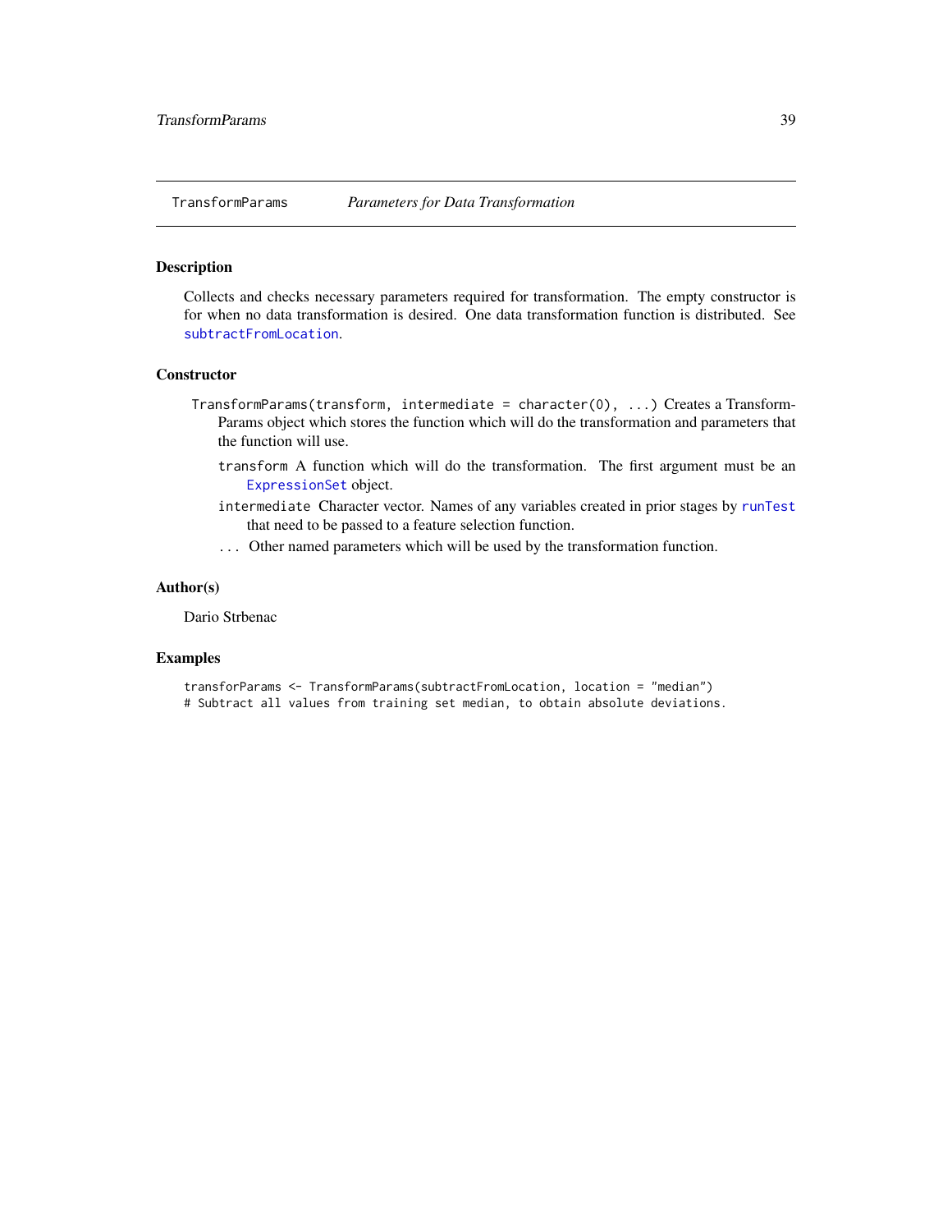TransformParams *Parameters for Data Transformation*

## Description

Collects and checks necessary parameters required for transformation. The empty constructor is for when no data transformation is desired. One data transformation function is distributed. See `subtractFromLocation`.

## Constructor

`TransformParams(transform, intermediate = character(0), ...)` Creates a TransformParams object which stores the function which will do the transformation and parameters that the function will use.

- `transform` A function which will do the transformation. The first argument must be an `ExpressionSet` object.
- `intermediate` Character vector. Names of any variables created in prior stages by `runTest` that need to be passed to a feature selection function.
- `...` Other named parameters which will be used by the transformation function.

## Author(s)

Dario Strbenac

## Examples

```
transforParams <- TransformParams(subtractFromLocation, location = "median")
# Subtract all values from training set median, to obtain absolute deviations.
```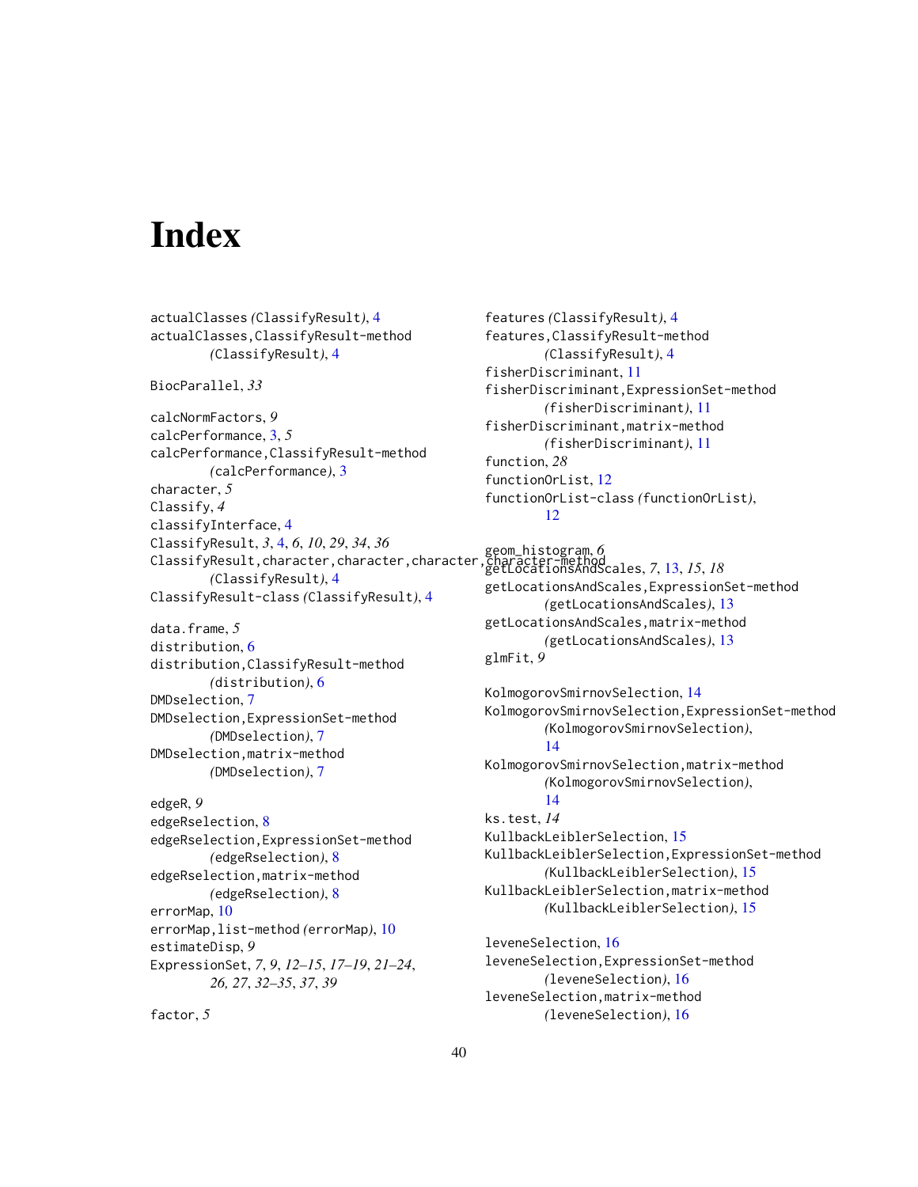# Index

actualClasses *(*ClassifyResult*)*, 4
actualClasses,ClassifyResult-method *(*ClassifyResult*)*, 4

BiocParallel, *33*

calcNormFactors, *9*
calcPerformance, 3, *5*
calcPerformance,ClassifyResult-method *(*calcPerformance*)*, 3
character, *5*
Classify, *4*
classifyInterface, 4
ClassifyResult, *3*, 4, *6*, *10*, *29*, *34*, *36*
ClassifyResult,character,character,character,character-method *(*ClassifyResult*)*, 4
ClassifyResult-class *(*ClassifyResult*)*, 4

data.frame, *5*
distribution, 6
distribution,ClassifyResult-method *(*distribution*)*, 6
DMDselection, 7
DMDselection,ExpressionSet-method *(*DMDselection*)*, 7
DMDselection,matrix-method *(*DMDselection*)*, 7

edgeR, *9*
edgeRselection, 8
edgeRselection,ExpressionSet-method *(*edgeRselection*)*, 8
edgeRselection,matrix-method *(*edgeRselection*)*, 8
errorMap, 10
errorMap,list-method *(*errorMap*)*, 10
estimateDisp, *9*
ExpressionSet, *7*, *9*, *12–15*, *17–19*, *21–24*, *26, 27*, *32–35*, *37*, *39*

factor, *5*
features *(*ClassifyResult*)*, 4
features,ClassifyResult-method *(*ClassifyResult*)*, 4
fisherDiscriminant, 11
fisherDiscriminant,ExpressionSet-method *(*fisherDiscriminant*)*, 11
fisherDiscriminant,matrix-method *(*fisherDiscriminant*)*, 11
function, *28*
functionOrList, 12
functionOrList-class *(*functionOrList*)*, 12

geom_histogram, *6*
getLocationsAndScales, *7*, 13, *15*, *18*
getLocationsAndScales,ExpressionSet-method *(*getLocationsAndScales*)*, 13
getLocationsAndScales,matrix-method *(*getLocationsAndScales*)*, 13
glmFit, *9*

KolmogorovSmirnovSelection, 14
KolmogorovSmirnovSelection,ExpressionSet-method *(*KolmogorovSmirnovSelection*)*, 14
KolmogorovSmirnovSelection,matrix-method *(*KolmogorovSmirnovSelection*)*, 14
ks.test, *14*
KullbackLeiblerSelection, 15
KullbackLeiblerSelection,ExpressionSet-method *(*KullbackLeiblerSelection*)*, 15
KullbackLeiblerSelection,matrix-method *(*KullbackLeiblerSelection*)*, 15

leveneSelection, 16
leveneSelection,ExpressionSet-method *(*leveneSelection*)*, 16
leveneSelection,matrix-method *(*leveneSelection*)*, 16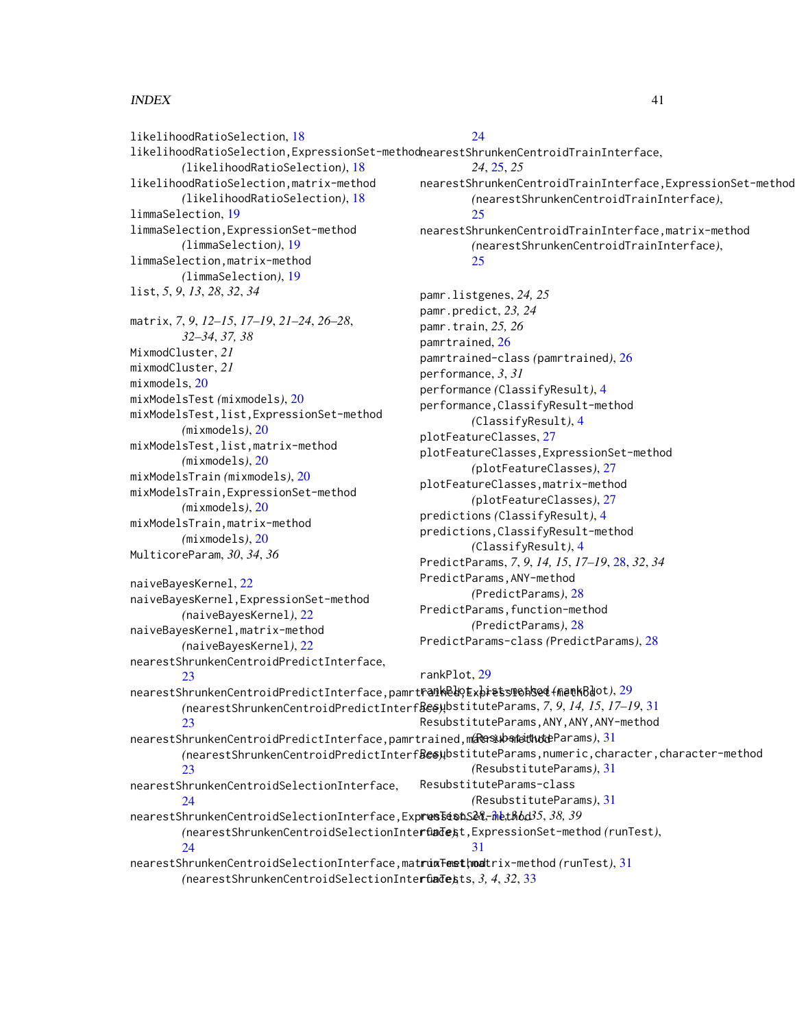likelihoodRatioSelection, 18
likelihoodRatioSelection,ExpressionSet-method *(*likelihoodRatioSelection*)*, 18
likelihoodRatioSelection,matrix-method *(*likelihoodRatioSelection*)*, 18
limmaSelection, 19
limmaSelection,ExpressionSet-method *(*limmaSelection*)*, 19
limmaSelection,matrix-method *(*limmaSelection*)*, 19
list, *5*, *9*, *13*, *28*, *32*, *34*

matrix, *7*, *9*, *12–15*, *17–19*, *21–24*, *26–28*, *32–34*, *37*, *38*
MixmodCluster, *21*
mixmodCluster, *21*
mixmodels, 20
mixModelsTest *(*mixmodels*)*, 20
mixModelsTest,list,ExpressionSet-method *(*mixmodels*)*, 20
mixModelsTest,list,matrix-method *(*mixmodels*)*, 20
mixModelsTrain *(*mixmodels*)*, 20
mixModelsTrain,ExpressionSet-method *(*mixmodels*)*, 20
mixModelsTrain,matrix-method *(*mixmodels*)*, 20
MulticoreParam, *30*, *34*, *36*

naiveBayesKernel, 22
naiveBayesKernel,ExpressionSet-method *(*naiveBayesKernel*)*, 22
naiveBayesKernel,matrix-method *(*naiveBayesKernel*)*, 22
nearestShrunkenCentroidPredictInterface, 23
nearestShrunkenCentroidPredictInterface,pamrtrained,ExpressionSet-method *(*nearestShrunkenCentroidPredictInterface*)*, 23
nearestShrunkenCentroidPredictInterface,pamrtrained,matrix-method *(*nearestShrunkenCentroidPredictInterface*)*, 23
nearestShrunkenCentroidSelectionInterface, 24
nearestShrunkenCentroidSelectionInterface,ExpressionSet-method *(*nearestShrunkenCentroidSelectionInterface*)*, 24
nearestShrunkenCentroidSelectionInterface,matrix-method *(*nearestShrunkenCentroidSelectionInterface*)*, 24
nearestShrunkenCentroidTrainInterface, *24*, 25, *25*
nearestShrunkenCentroidTrainInterface,ExpressionSet-method *(*nearestShrunkenCentroidTrainInterface*)*, 25
nearestShrunkenCentroidTrainInterface,matrix-method *(*nearestShrunkenCentroidTrainInterface*)*, 25

pamr.listgenes, *24, 25*
pamr.predict, *23, 24*
pamr.train, *25, 26*
pamrtrained, 26
pamrtrained-class *(*pamrtrained*)*, 26
performance, *3*, *31*
performance *(*ClassifyResult*)*, 4
performance,ClassifyResult-method *(*ClassifyResult*)*, 4
plotFeatureClasses, 27
plotFeatureClasses,ExpressionSet-method *(*plotFeatureClasses*)*, 27
plotFeatureClasses,matrix-method *(*plotFeatureClasses*)*, 27
predictions *(*ClassifyResult*)*, 4
predictions,ClassifyResult-method *(*ClassifyResult*)*, 4
PredictParams, *7*, *9*, *14, 15*, *17–19*, 28, *32*, *34*
PredictParams,ANY-method *(*PredictParams*)*, 28
PredictParams,function-method *(*PredictParams*)*, 28
PredictParams-class *(*PredictParams*)*, 28

rankPlot, 29
rankPlot,list-method *(*rankPlot*)*, 29
ResubstituteParams, *7*, *9*, *14, 15*, *17–19*, 31
ResubstituteParams,ANY,ANY,ANY-method *(*ResubstituteParams*)*, 31
ResubstituteParams,numeric,character,character-method *(*ResubstituteParams*)*, 31
ResubstituteParams-class *(*ResubstituteParams*)*, 31
runTest, *28*, 31, *31*, *35*, *38*, *39*
runTest,ExpressionSet-method *(*runTest*)*, 31
runTest,matrix-method *(*runTest*)*, 31
runTests, *3*, *4*, *32*, 33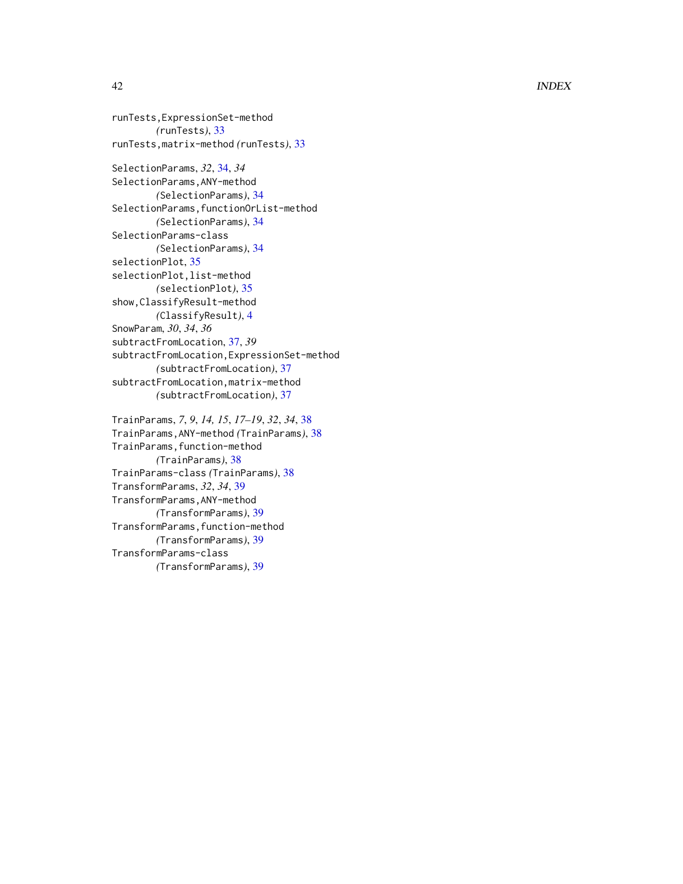runTests,ExpressionSet-method
        *(*runTests*)*, 33
runTests,matrix-method *(*runTests*)*, 33

SelectionParams, *32*, 34, *34*
SelectionParams,ANY-method
        *(*SelectionParams*)*, 34
SelectionParams,functionOrList-method
        *(*SelectionParams*)*, 34
SelectionParams-class
        *(*SelectionParams*)*, 34
selectionPlot, 35
selectionPlot,list-method
        *(*selectionPlot*)*, 35
show,ClassifyResult-method
        *(*ClassifyResult*)*, 4
SnowParam, *30*, *34*, *36*
subtractFromLocation, 37, *39*
subtractFromLocation,ExpressionSet-method
        *(*subtractFromLocation*)*, 37
subtractFromLocation,matrix-method
        *(*subtractFromLocation*)*, 37

TrainParams, *7*, *9*, *14, 15*, *17–19*, *32*, *34*, 38
TrainParams,ANY-method *(*TrainParams*)*, 38
TrainParams,function-method
        *(*TrainParams*)*, 38
TrainParams-class *(*TrainParams*)*, 38
TransformParams, *32*, *34*, 39
TransformParams,ANY-method
        *(*TransformParams*)*, 39
TransformParams,function-method
        *(*TransformParams*)*, 39
TransformParams-class
        *(*TransformParams*)*, 39